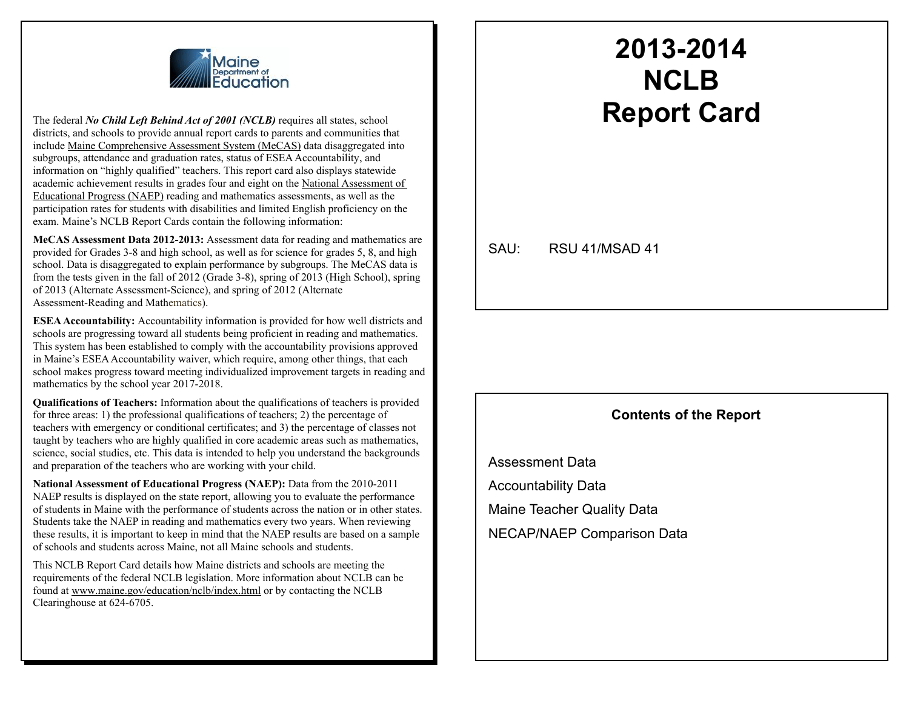Maine Department of Education

The federal ***No Child Left Behind Act of 2001 (NCLB)*** requires all states, school districts, and schools to provide annual report cards to parents and communities that include Maine Comprehensive Assessment System (MeCAS) data disaggregated into subgroups, attendance and graduation rates, status of ESEA Accountability, and information on "highly qualified" teachers. This report card also displays statewide academic achievement results in grades four and eight on the National Assessment of Educational Progress (NAEP) reading and mathematics assessments, as well as the participation rates for students with disabilities and limited English proficiency on the exam. Maine's NCLB Report Cards contain the following information:

**MeCAS Assessment Data 2012-2013:** Assessment data for reading and mathematics are provided for Grades 3-8 and high school, as well as for science for grades 5, 8, and high school. Data is disaggregated to explain performance by subgroups. The MeCAS data is from the tests given in the fall of 2012 (Grade 3-8), spring of 2013 (High School), spring of 2013 (Alternate Assessment-Science), and spring of 2012 (Alternate Assessment-Reading and Mathematics).

**ESEA Accountability:** Accountability information is provided for how well districts and schools are progressing toward all students being proficient in reading and mathematics. This system has been established to comply with the accountability provisions approved in Maine's ESEA Accountability waiver, which require, among other things, that each school makes progress toward meeting individualized improvement targets in reading and mathematics by the school year 2017-2018.

**Qualifications of Teachers:** Information about the qualifications of teachers is provided for three areas: 1) the professional qualifications of teachers; 2) the percentage of teachers with emergency or conditional certificates; and 3) the percentage of classes not taught by teachers who are highly qualified in core academic areas such as mathematics, science, social studies, etc. This data is intended to help you understand the backgrounds and preparation of the teachers who are working with your child.

**National Assessment of Educational Progress (NAEP):** Data from the 2010-2011 NAEP results is displayed on the state report, allowing you to evaluate the performance of students in Maine with the performance of students across the nation or in other states. Students take the NAEP in reading and mathematics every two years. When reviewing these results, it is important to keep in mind that the NAEP results are based on a sample of schools and students across Maine, not all Maine schools and students.

This NCLB Report Card details how Maine districts and schools are meeting the requirements of the federal NCLB legislation. More information about NCLB can be found at www.maine.gov/education/nclb/index.html or by contacting the NCLB Clearinghouse at 624-6705.

# 2013-2014 NCLB Report Card

SAU: RSU 41/MSAD 41

## Contents of the Report

Assessment Data

Accountability Data

Maine Teacher Quality Data

NECAP/NAEP Comparison Data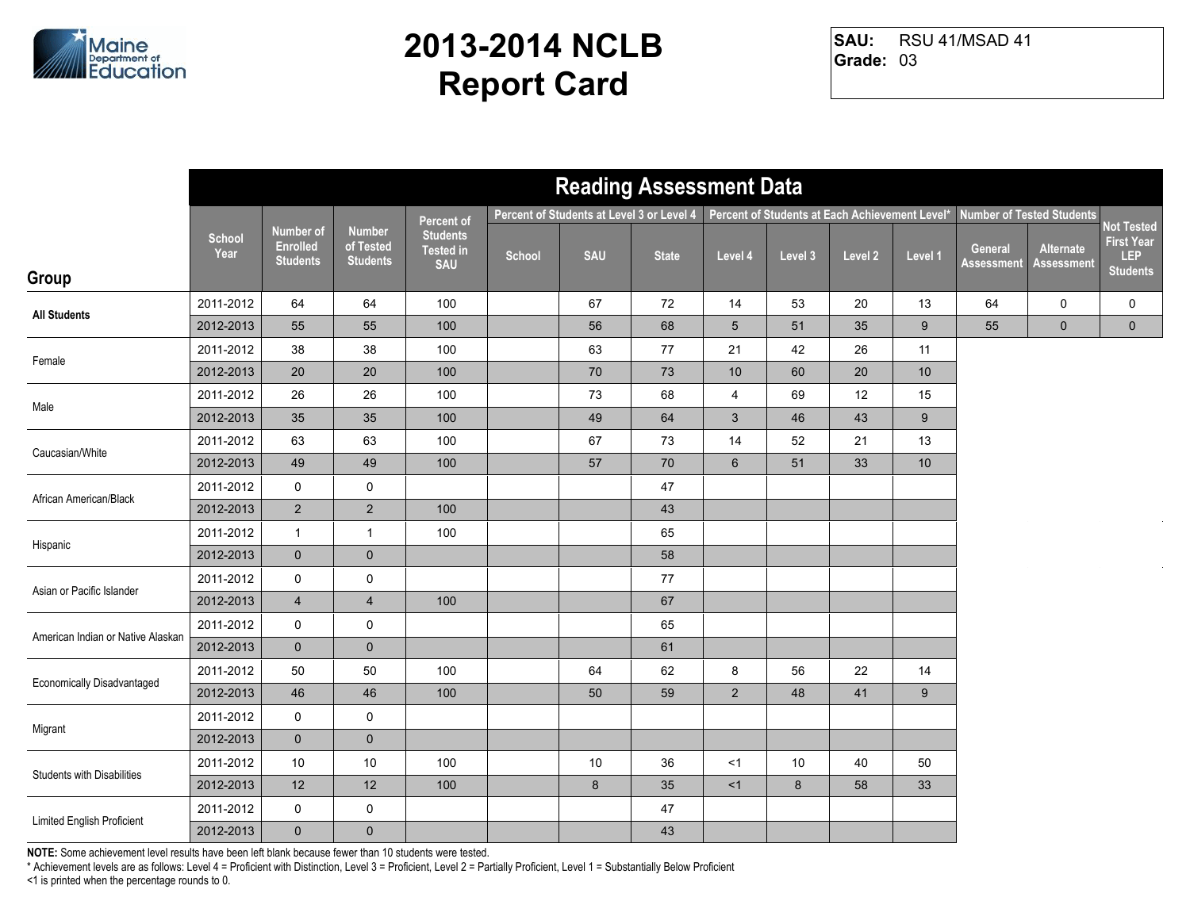# 2013-2014 NCLB Report Card

**SAU:** RSU 41/MSAD 41
**Grade:** 03

## Reading Assessment Data

| Group | School Year | Number of Enrolled Students | Number of Tested Students | Percent of Students Tested in SAU | Percent of Students at Level 3 or Level 4 | | | Percent of Students at Each Achievement Level* | | | | Number of Tested Students | | Not Tested First Year LEP Students |
|---|---|---|---|---|---|---|---|---|---|---|---|---|---|---|
| | | | | | School | SAU | State | Level 4 | Level 3 | Level 2 | Level 1 | General Assessment | Alternate Assessment | |
| All Students | 2011-2012 | 64 | 64 | 100 | | 67 | 72 | 14 | 53 | 20 | 13 | 64 | 0 | 0 |
| | 2012-2013 | 55 | 55 | 100 | | 56 | 68 | 5 | 51 | 35 | 9 | 55 | 0 | 0 |
| Female | 2011-2012 | 38 | 38 | 100 | | 63 | 77 | 21 | 42 | 26 | 11 | | | |
| | 2012-2013 | 20 | 20 | 100 | | 70 | 73 | 10 | 60 | 20 | 10 | | | |
| Male | 2011-2012 | 26 | 26 | 100 | | 73 | 68 | 4 | 69 | 12 | 15 | | | |
| | 2012-2013 | 35 | 35 | 100 | | 49 | 64 | 3 | 46 | 43 | 9 | | | |
| Caucasian/White | 2011-2012 | 63 | 63 | 100 | | 67 | 73 | 14 | 52 | 21 | 13 | | | |
| | 2012-2013 | 49 | 49 | 100 | | 57 | 70 | 6 | 51 | 33 | 10 | | | |
| African American/Black | 2011-2012 | 0 | 0 | | | | 47 | | | | | | | |
| | 2012-2013 | 2 | 2 | 100 | | | 43 | | | | | | | |
| Hispanic | 2011-2012 | 1 | 1 | 100 | | | 65 | | | | | | | |
| | 2012-2013 | 0 | 0 | | | | 58 | | | | | | | |
| Asian or Pacific Islander | 2011-2012 | 0 | 0 | | | | 77 | | | | | | | |
| | 2012-2013 | 4 | 4 | 100 | | | 67 | | | | | | | |
| American Indian or Native Alaskan | 2011-2012 | 0 | 0 | | | | 65 | | | | | | | |
| | 2012-2013 | 0 | 0 | | | | 61 | | | | | | | |
| Economically Disadvantaged | 2011-2012 | 50 | 50 | 100 | | 64 | 62 | 8 | 56 | 22 | 14 | | | |
| | 2012-2013 | 46 | 46 | 100 | | 50 | 59 | 2 | 48 | 41 | 9 | | | |
| Migrant | 2011-2012 | 0 | 0 | | | | | | | | | | | |
| | 2012-2013 | 0 | 0 | | | | | | | | | | | |
| Students with Disabilities | 2011-2012 | 10 | 10 | 100 | | 10 | 36 | <1 | 10 | 40 | 50 | | | |
| | 2012-2013 | 12 | 12 | 100 | | 8 | 35 | <1 | 8 | 58 | 33 | | | |
| Limited English Proficient | 2011-2012 | 0 | 0 | | | | 47 | | | | | | | |
| | 2012-2013 | 0 | 0 | | | | 43 | | | | | | | |

**NOTE:** Some achievement level results have been left blank because fewer than 10 students were tested.

* Achievement levels are as follows: Level 4 = Proficient with Distinction, Level 3 = Proficient, Level 2 = Partially Proficient, Level 1 = Substantially Below Proficient

<1 is printed when the percentage rounds to 0.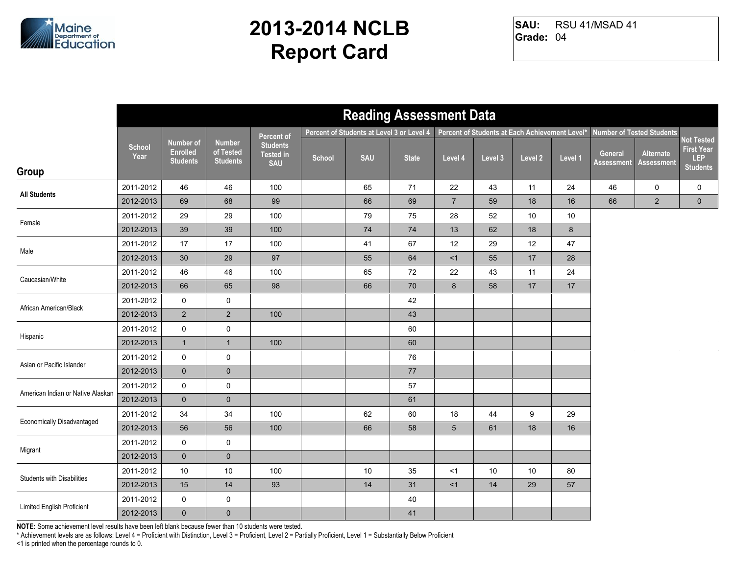# 2013-2014 NCLB Report Card

**SAU:** RSU 41/MSAD 41
**Grade:** 04

## Reading Assessment Data

| Group | School Year | Number of Enrolled Students | Number of Tested Students | Percent of Students Tested in SAU | Percent of Students at Level 3 or Level 4 | | | Percent of Students at Each Achievement Level* | | | | Number of Tested Students | | Not Tested First Year LEP Students |
|---|---|---|---|---|---|---|---|---|---|---|---|---|---|---|
| | | | | | School | SAU | State | Level 4 | Level 3 | Level 2 | Level 1 | General Assessment | Alternate Assessment | |
| All Students | 2011-2012 | 46 | 46 | 100 | | 65 | 71 | 22 | 43 | 11 | 24 | 46 | 0 | 0 |
| | 2012-2013 | 69 | 68 | 99 | | 66 | 69 | 7 | 59 | 18 | 16 | 66 | 2 | 0 |
| Female | 2011-2012 | 29 | 29 | 100 | | 79 | 75 | 28 | 52 | 10 | 10 | | | |
| | 2012-2013 | 39 | 39 | 100 | | 74 | 74 | 13 | 62 | 18 | 8 | | | |
| Male | 2011-2012 | 17 | 17 | 100 | | 41 | 67 | 12 | 29 | 12 | 47 | | | |
| | 2012-2013 | 30 | 29 | 97 | | 55 | 64 | <1 | 55 | 17 | 28 | | | |
| Caucasian/White | 2011-2012 | 46 | 46 | 100 | | 65 | 72 | 22 | 43 | 11 | 24 | | | |
| | 2012-2013 | 66 | 65 | 98 | | 66 | 70 | 8 | 58 | 17 | 17 | | | |
| African American/Black | 2011-2012 | 0 | 0 | | | | 42 | | | | | | | |
| | 2012-2013 | 2 | 2 | 100 | | | 43 | | | | | | | |
| Hispanic | 2011-2012 | 0 | 0 | | | | 60 | | | | | | | |
| | 2012-2013 | 1 | 1 | 100 | | | 60 | | | | | | | |
| Asian or Pacific Islander | 2011-2012 | 0 | 0 | | | | 76 | | | | | | | |
| | 2012-2013 | 0 | 0 | | | | 77 | | | | | | | |
| American Indian or Native Alaskan | 2011-2012 | 0 | 0 | | | | 57 | | | | | | | |
| | 2012-2013 | 0 | 0 | | | | 61 | | | | | | | |
| Economically Disadvantaged | 2011-2012 | 34 | 34 | 100 | | 62 | 60 | 18 | 44 | 9 | 29 | | | |
| | 2012-2013 | 56 | 56 | 100 | | 66 | 58 | 5 | 61 | 18 | 16 | | | |
| Migrant | 2011-2012 | 0 | 0 | | | | | | | | | | | |
| | 2012-2013 | 0 | 0 | | | | | | | | | | | |
| Students with Disabilities | 2011-2012 | 10 | 10 | 100 | | 10 | 35 | <1 | 10 | 10 | 80 | | | |
| | 2012-2013 | 15 | 14 | 93 | | 14 | 31 | <1 | 14 | 29 | 57 | | | |
| Limited English Proficient | 2011-2012 | 0 | 0 | | | | 40 | | | | | | | |
| | 2012-2013 | 0 | 0 | | | | 41 | | | | | | | |

**NOTE:** Some achievement level results have been left blank because fewer than 10 students were tested.

* Achievement levels are as follows: Level 4 = Proficient with Distinction, Level 3 = Proficient, Level 2 = Partially Proficient, Level 1 = Substantially Below Proficient

<1 is printed when the percentage rounds to 0.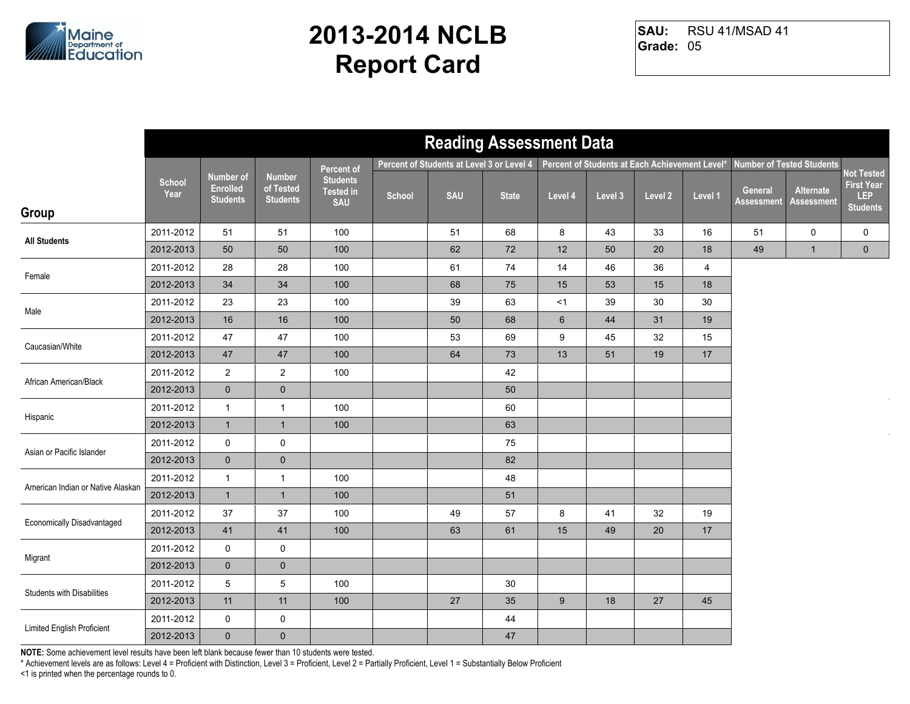# 2013-2014 NCLB Report Card

**SAU:** RSU 41/MSAD 41
**Grade:** 05

## Reading Assessment Data

| Group | School Year | Number of Enrolled Students | Number of Tested Students | Percent of Students Tested in SAU | Percent of Students at Level 3 or Level 4 | | | Percent of Students at Each Achievement Level* | | | | Number of Tested Students | | Not Tested First Year LEP Students |
|---|---|---|---|---|---|---|---|---|---|---|---|---|---|---|
| | | | | | School | SAU | State | Level 4 | Level 3 | Level 2 | Level 1 | General Assessment | Alternate Assessment | |
| All Students | 2011-2012 | 51 | 51 | 100 | | 51 | 68 | 8 | 43 | 33 | 16 | 51 | 0 | 0 |
| | 2012-2013 | 50 | 50 | 100 | | 62 | 72 | 12 | 50 | 20 | 18 | 49 | 1 | 0 |
| Female | 2011-2012 | 28 | 28 | 100 | | 61 | 74 | 14 | 46 | 36 | 4 | | | |
| | 2012-2013 | 34 | 34 | 100 | | 68 | 75 | 15 | 53 | 15 | 18 | | | |
| Male | 2011-2012 | 23 | 23 | 100 | | 39 | 63 | <1 | 39 | 30 | 30 | | | |
| | 2012-2013 | 16 | 16 | 100 | | 50 | 68 | 6 | 44 | 31 | 19 | | | |
| Caucasian/White | 2011-2012 | 47 | 47 | 100 | | 53 | 69 | 9 | 45 | 32 | 15 | | | |
| | 2012-2013 | 47 | 47 | 100 | | 64 | 73 | 13 | 51 | 19 | 17 | | | |
| African American/Black | 2011-2012 | 2 | 2 | 100 | | | 42 | | | | | | | |
| | 2012-2013 | 0 | 0 | | | | 50 | | | | | | | |
| Hispanic | 2011-2012 | 1 | 1 | 100 | | | 60 | | | | | | | |
| | 2012-2013 | 1 | 1 | 100 | | | 63 | | | | | | | |
| Asian or Pacific Islander | 2011-2012 | 0 | 0 | | | | 75 | | | | | | | |
| | 2012-2013 | 0 | 0 | | | | 82 | | | | | | | |
| American Indian or Native Alaskan | 2011-2012 | 1 | 1 | 100 | | | 48 | | | | | | | |
| | 2012-2013 | 1 | 1 | 100 | | | 51 | | | | | | | |
| Economically Disadvantaged | 2011-2012 | 37 | 37 | 100 | | 49 | 57 | 8 | 41 | 32 | 19 | | | |
| | 2012-2013 | 41 | 41 | 100 | | 63 | 61 | 15 | 49 | 20 | 17 | | | |
| Migrant | 2011-2012 | 0 | 0 | | | | | | | | | | | |
| | 2012-2013 | 0 | 0 | | | | | | | | | | | |
| Students with Disabilities | 2011-2012 | 5 | 5 | 100 | | | 30 | | | | | | | |
| | 2012-2013 | 11 | 11 | 100 | | 27 | 35 | 9 | 18 | 27 | 45 | | | |
| Limited English Proficient | 2011-2012 | 0 | 0 | | | | 44 | | | | | | | |
| | 2012-2013 | 0 | 0 | | | | 47 | | | | | | | |

**NOTE:** Some achievement level results have been left blank because fewer than 10 students were tested.

* Achievement levels are as follows: Level 4 = Proficient with Distinction, Level 3 = Proficient, Level 2 = Partially Proficient, Level 1 = Substantially Below Proficient

<1 is printed when the percentage rounds to 0.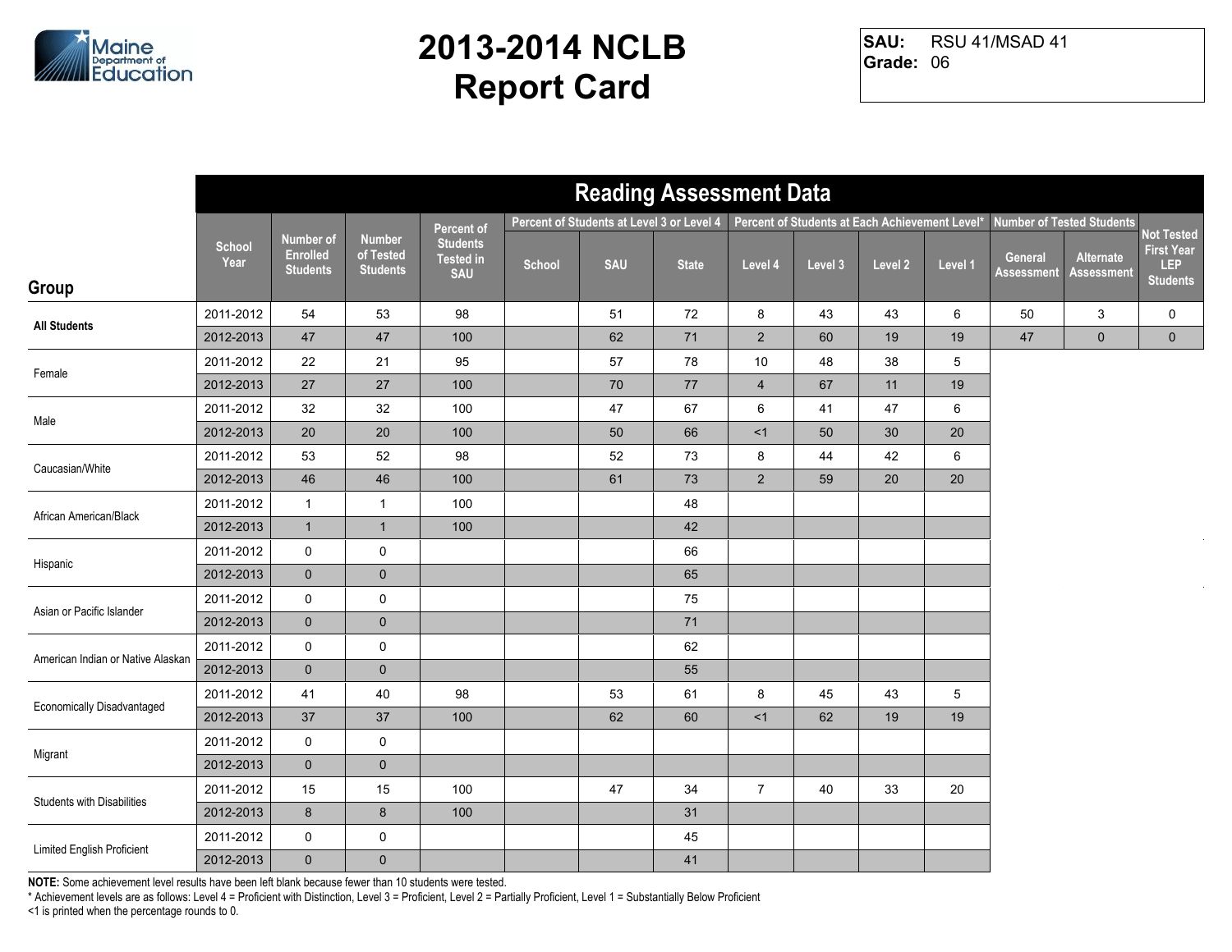# 2013-2014 NCLB Report Card

**SAU:** RSU 41/MSAD 41
**Grade:** 06

## Reading Assessment Data

| Group | School Year | Number of Enrolled Students | Number of Tested Students | Percent of Students Tested in SAU | Percent of Students at Level 3 or Level 4 | | | Percent of Students at Each Achievement Level* | | | | Number of Tested Students | | Not Tested First Year LEP Students |
|---|---|---|---|---|---|---|---|---|---|---|---|---|---|---|
| | | | | | School | SAU | State | Level 4 | Level 3 | Level 2 | Level 1 | General Assessment | Alternate Assessment | |
| All Students | 2011-2012 | 54 | 53 | 98 | | 51 | 72 | 8 | 43 | 43 | 6 | 50 | 3 | 0 |
| | 2012-2013 | 47 | 47 | 100 | | 62 | 71 | 2 | 60 | 19 | 19 | 47 | 0 | 0 |
| Female | 2011-2012 | 22 | 21 | 95 | | 57 | 78 | 10 | 48 | 38 | 5 | | | |
| | 2012-2013 | 27 | 27 | 100 | | 70 | 77 | 4 | 67 | 11 | 19 | | | |
| Male | 2011-2012 | 32 | 32 | 100 | | 47 | 67 | 6 | 41 | 47 | 6 | | | |
| | 2012-2013 | 20 | 20 | 100 | | 50 | 66 | <1 | 50 | 30 | 20 | | | |
| Caucasian/White | 2011-2012 | 53 | 52 | 98 | | 52 | 73 | 8 | 44 | 42 | 6 | | | |
| | 2012-2013 | 46 | 46 | 100 | | 61 | 73 | 2 | 59 | 20 | 20 | | | |
| African American/Black | 2011-2012 | 1 | 1 | 100 | | | 48 | | | | | | | |
| | 2012-2013 | 1 | 1 | 100 | | | 42 | | | | | | | |
| Hispanic | 2011-2012 | 0 | 0 | | | | 66 | | | | | | | |
| | 2012-2013 | 0 | 0 | | | | 65 | | | | | | | |
| Asian or Pacific Islander | 2011-2012 | 0 | 0 | | | | 75 | | | | | | | |
| | 2012-2013 | 0 | 0 | | | | 71 | | | | | | | |
| American Indian or Native Alaskan | 2011-2012 | 0 | 0 | | | | 62 | | | | | | | |
| | 2012-2013 | 0 | 0 | | | | 55 | | | | | | | |
| Economically Disadvantaged | 2011-2012 | 41 | 40 | 98 | | 53 | 61 | 8 | 45 | 43 | 5 | | | |
| | 2012-2013 | 37 | 37 | 100 | | 62 | 60 | <1 | 62 | 19 | 19 | | | |
| Migrant | 2011-2012 | 0 | 0 | | | | | | | | | | | |
| | 2012-2013 | 0 | 0 | | | | | | | | | | | |
| Students with Disabilities | 2011-2012 | 15 | 15 | 100 | | 47 | 34 | 7 | 40 | 33 | 20 | | | |
| | 2012-2013 | 8 | 8 | 100 | | | 31 | | | | | | | |
| Limited English Proficient | 2011-2012 | 0 | 0 | | | | 45 | | | | | | | |
| | 2012-2013 | 0 | 0 | | | | 41 | | | | | | | |

**NOTE:** Some achievement level results have been left blank because fewer than 10 students were tested.

* Achievement levels are as follows: Level 4 = Proficient with Distinction, Level 3 = Proficient, Level 2 = Partially Proficient, Level 1 = Substantially Below Proficient

<1 is printed when the percentage rounds to 0.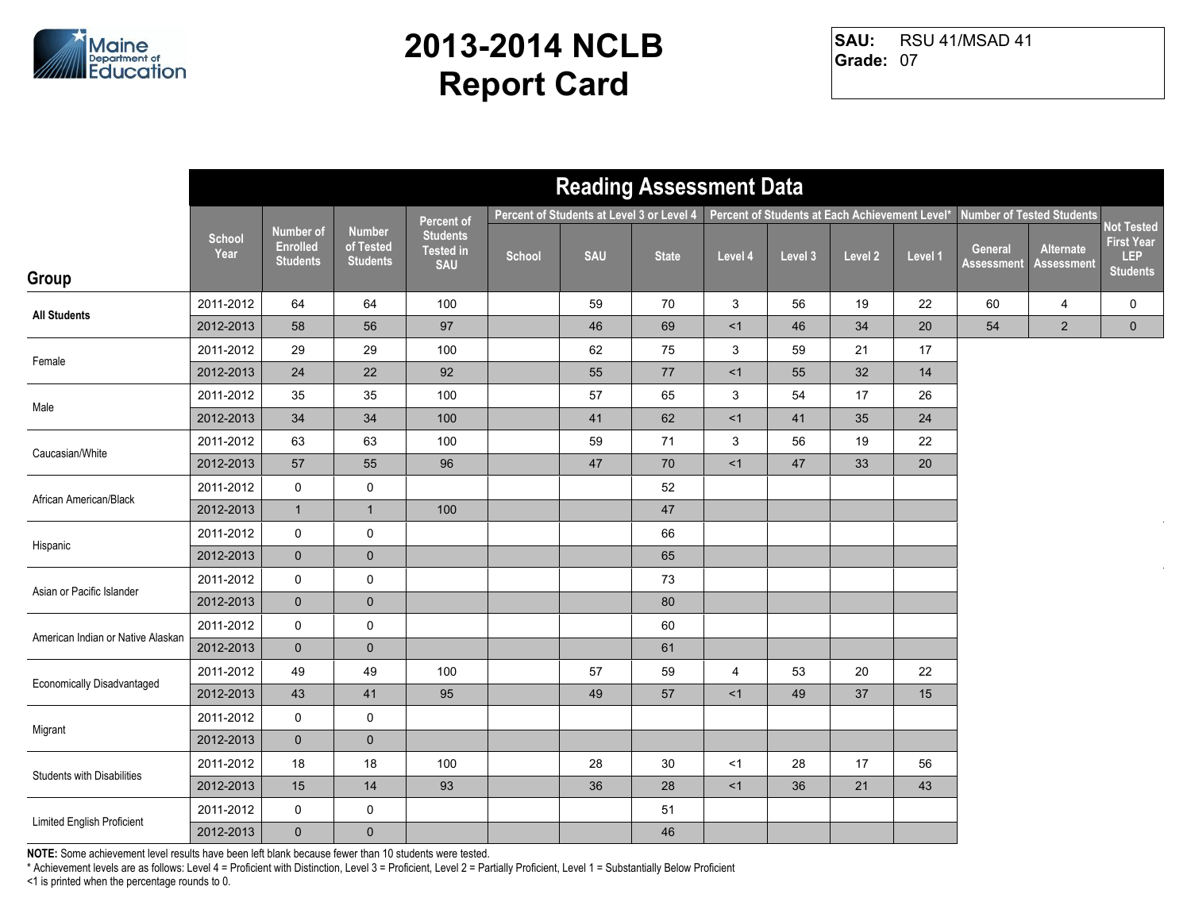# 2013-2014 NCLB Report Card

**SAU:** RSU 41/MSAD 41
**Grade:** 07

## Reading Assessment Data

| Group | School Year | Number of Enrolled Students | Number of Tested Students | Percent of Students Tested in SAU | Percent of Students at Level 3 or Level 4 | | | Percent of Students at Each Achievement Level* | | | | Number of Tested Students | | Not Tested First Year LEP Students |
|---|---|---|---|---|---|---|---|---|---|---|---|---|---|---|
| | | | | | School | SAU | State | Level 4 | Level 3 | Level 2 | Level 1 | General Assessment | Alternate Assessment | |
| All Students | 2011-2012 | 64 | 64 | 100 | | 59 | 70 | 3 | 56 | 19 | 22 | 60 | 4 | 0 |
| | 2012-2013 | 58 | 56 | 97 | | 46 | 69 | <1 | 46 | 34 | 20 | 54 | 2 | 0 |
| Female | 2011-2012 | 29 | 29 | 100 | | 62 | 75 | 3 | 59 | 21 | 17 | | | |
| | 2012-2013 | 24 | 22 | 92 | | 55 | 77 | <1 | 55 | 32 | 14 | | | |
| Male | 2011-2012 | 35 | 35 | 100 | | 57 | 65 | 3 | 54 | 17 | 26 | | | |
| | 2012-2013 | 34 | 34 | 100 | | 41 | 62 | <1 | 41 | 35 | 24 | | | |
| Caucasian/White | 2011-2012 | 63 | 63 | 100 | | 59 | 71 | 3 | 56 | 19 | 22 | | | |
| | 2012-2013 | 57 | 55 | 96 | | 47 | 70 | <1 | 47 | 33 | 20 | | | |
| African American/Black | 2011-2012 | 0 | 0 | | | | 52 | | | | | | | |
| | 2012-2013 | 1 | 1 | 100 | | | 47 | | | | | | | |
| Hispanic | 2011-2012 | 0 | 0 | | | | 66 | | | | | | | |
| | 2012-2013 | 0 | 0 | | | | 65 | | | | | | | |
| Asian or Pacific Islander | 2011-2012 | 0 | 0 | | | | 73 | | | | | | | |
| | 2012-2013 | 0 | 0 | | | | 80 | | | | | | | |
| American Indian or Native Alaskan | 2011-2012 | 0 | 0 | | | | 60 | | | | | | | |
| | 2012-2013 | 0 | 0 | | | | 61 | | | | | | | |
| Economically Disadvantaged | 2011-2012 | 49 | 49 | 100 | | 57 | 59 | 4 | 53 | 20 | 22 | | | |
| | 2012-2013 | 43 | 41 | 95 | | 49 | 57 | <1 | 49 | 37 | 15 | | | |
| Migrant | 2011-2012 | 0 | 0 | | | | | | | | | | | |
| | 2012-2013 | 0 | 0 | | | | | | | | | | | |
| Students with Disabilities | 2011-2012 | 18 | 18 | 100 | | 28 | 30 | <1 | 28 | 17 | 56 | | | |
| | 2012-2013 | 15 | 14 | 93 | | 36 | 28 | <1 | 36 | 21 | 43 | | | |
| Limited English Proficient | 2011-2012 | 0 | 0 | | | | 51 | | | | | | | |
| | 2012-2013 | 0 | 0 | | | | 46 | | | | | | | |

**NOTE:** Some achievement level results have been left blank because fewer than 10 students were tested.

* Achievement levels are as follows: Level 4 = Proficient with Distinction, Level 3 = Proficient, Level 2 = Partially Proficient, Level 1 = Substantially Below Proficient

<1 is printed when the percentage rounds to 0.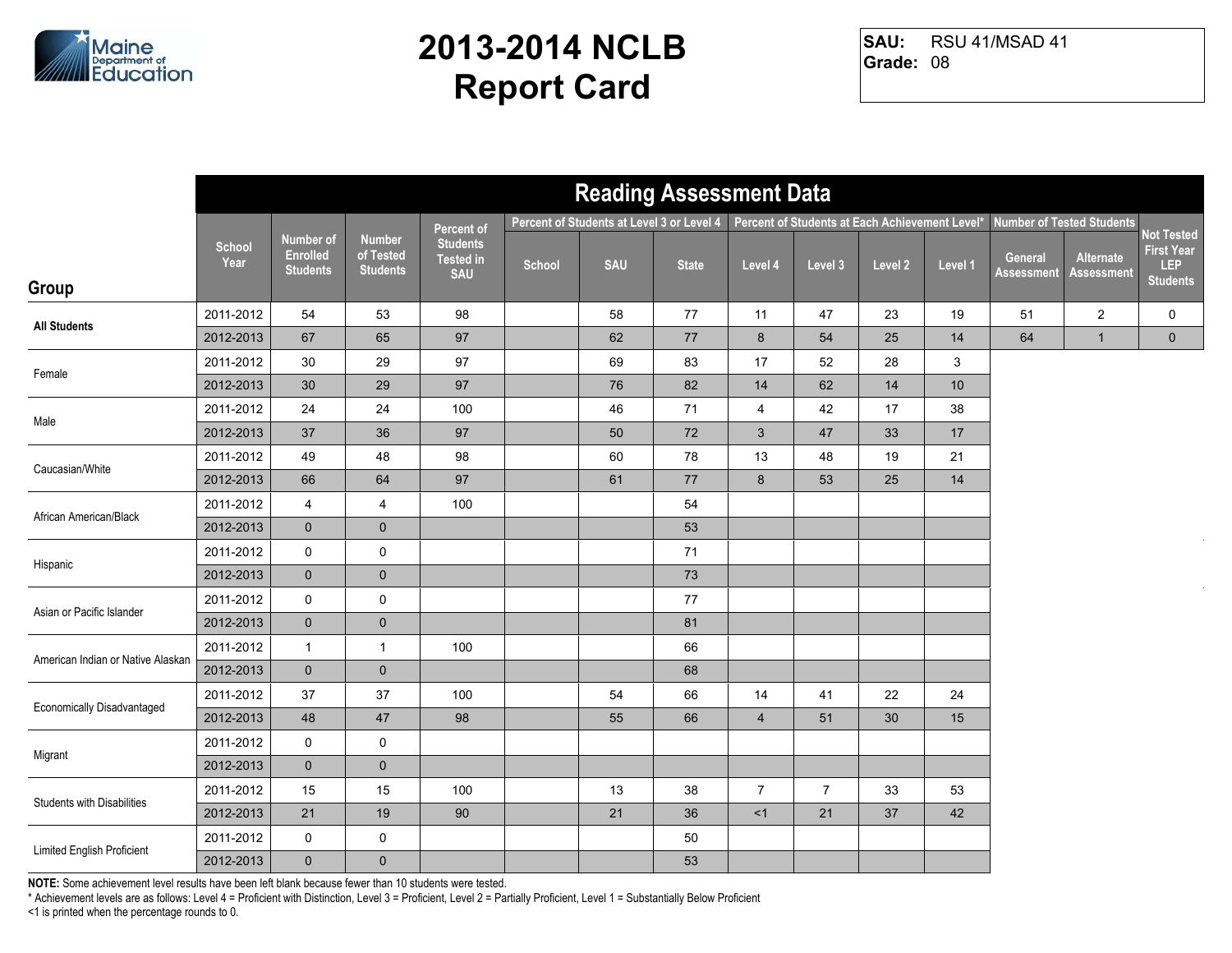# 2013-2014 NCLB Report Card

**SAU:** RSU 41/MSAD 41
**Grade:** 08

## Reading Assessment Data

| Group | School Year | Number of Enrolled Students | Number of Tested Students | Percent of Students Tested in SAU | Percent of Students at Level 3 or Level 4 | | | Percent of Students at Each Achievement Level* | | | | Number of Tested Students | | Not Tested First Year LEP Students |
|---|---|---|---|---|---|---|---|---|---|---|---|---|---|---|
| | | | | | School | SAU | State | Level 4 | Level 3 | Level 2 | Level 1 | General Assessment | Alternate Assessment | |
| All Students | 2011-2012 | 54 | 53 | 98 | | 58 | 77 | 11 | 47 | 23 | 19 | 51 | 2 | 0 |
| | 2012-2013 | 67 | 65 | 97 | | 62 | 77 | 8 | 54 | 25 | 14 | 64 | 1 | 0 |
| Female | 2011-2012 | 30 | 29 | 97 | | 69 | 83 | 17 | 52 | 28 | 3 | | | |
| | 2012-2013 | 30 | 29 | 97 | | 76 | 82 | 14 | 62 | 14 | 10 | | | |
| Male | 2011-2012 | 24 | 24 | 100 | | 46 | 71 | 4 | 42 | 17 | 38 | | | |
| | 2012-2013 | 37 | 36 | 97 | | 50 | 72 | 3 | 47 | 33 | 17 | | | |
| Caucasian/White | 2011-2012 | 49 | 48 | 98 | | 60 | 78 | 13 | 48 | 19 | 21 | | | |
| | 2012-2013 | 66 | 64 | 97 | | 61 | 77 | 8 | 53 | 25 | 14 | | | |
| African American/Black | 2011-2012 | 4 | 4 | 100 | | | 54 | | | | | | | |
| | 2012-2013 | 0 | 0 | | | | 53 | | | | | | | |
| Hispanic | 2011-2012 | 0 | 0 | | | | 71 | | | | | | | |
| | 2012-2013 | 0 | 0 | | | | 73 | | | | | | | |
| Asian or Pacific Islander | 2011-2012 | 0 | 0 | | | | 77 | | | | | | | |
| | 2012-2013 | 0 | 0 | | | | 81 | | | | | | | |
| American Indian or Native Alaskan | 2011-2012 | 1 | 1 | 100 | | | 66 | | | | | | | |
| | 2012-2013 | 0 | 0 | | | | 68 | | | | | | | |
| Economically Disadvantaged | 2011-2012 | 37 | 37 | 100 | | 54 | 66 | 14 | 41 | 22 | 24 | | | |
| | 2012-2013 | 48 | 47 | 98 | | 55 | 66 | 4 | 51 | 30 | 15 | | | |
| Migrant | 2011-2012 | 0 | 0 | | | | | | | | | | | |
| | 2012-2013 | 0 | 0 | | | | | | | | | | | |
| Students with Disabilities | 2011-2012 | 15 | 15 | 100 | | 13 | 38 | 7 | 7 | 33 | 53 | | | |
| | 2012-2013 | 21 | 19 | 90 | | 21 | 36 | <1 | 21 | 37 | 42 | | | |
| Limited English Proficient | 2011-2012 | 0 | 0 | | | | 50 | | | | | | | |
| | 2012-2013 | 0 | 0 | | | | 53 | | | | | | | |

**NOTE:** Some achievement level results have been left blank because fewer than 10 students were tested.
* Achievement levels are as follows: Level 4 = Proficient with Distinction, Level 3 = Proficient, Level 2 = Partially Proficient, Level 1 = Substantially Below Proficient
<1 is printed when the percentage rounds to 0.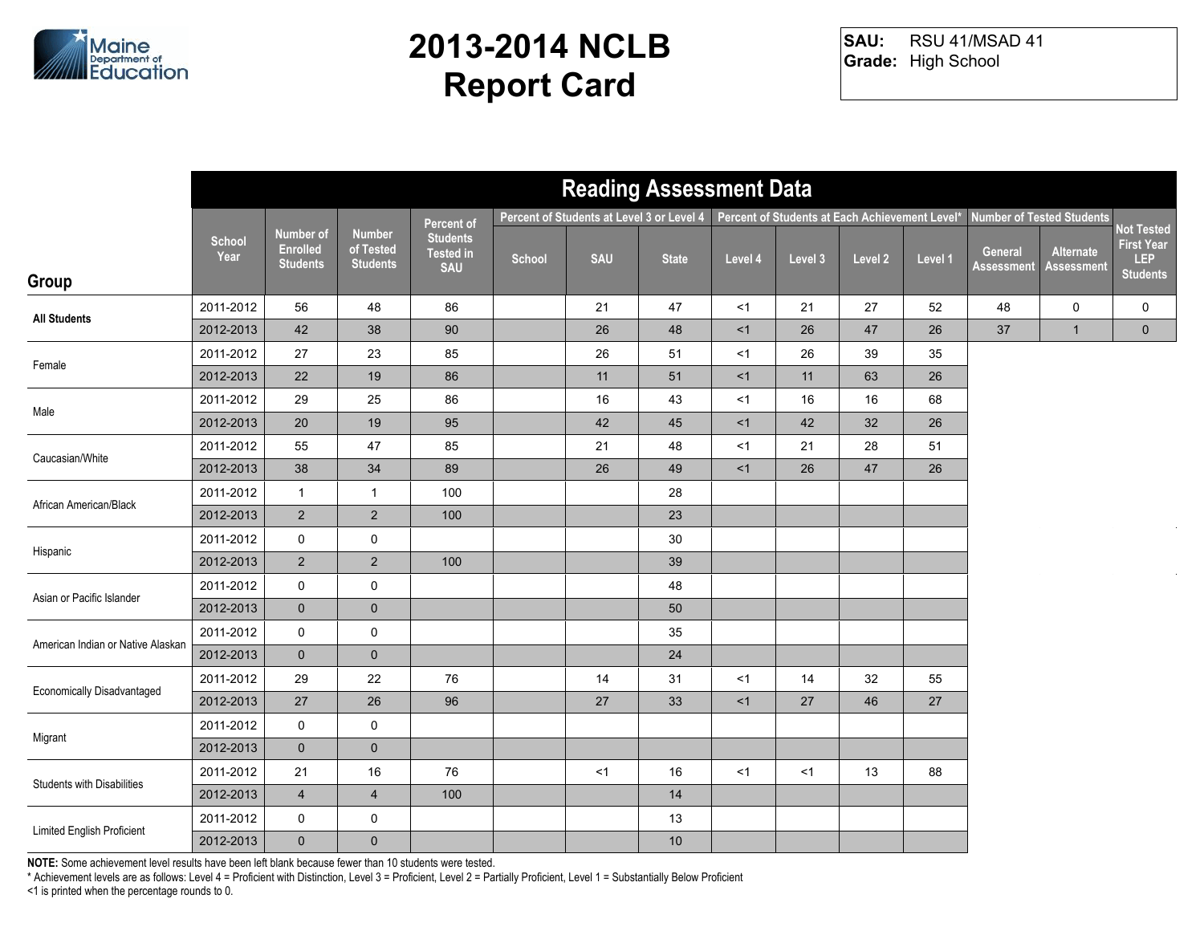# 2013-2014 NCLB Report Card

**SAU:** RSU 41/MSAD 41
**Grade:** High School

## Reading Assessment Data

| Group | School Year | Number of Enrolled Students | Number of Tested Students | Percent of Students Tested in SAU | Percent of Students at Level 3 or Level 4 | | | Percent of Students at Each Achievement Level* | | | | Number of Tested Students | | Not Tested First Year LEP Students |
|---|---|---|---|---|---|---|---|---|---|---|---|---|---|---|
| | | | | | School | SAU | State | Level 4 | Level 3 | Level 2 | Level 1 | General Assessment | Alternate Assessment | |
| All Students | 2011-2012 | 56 | 48 | 86 | | 21 | 47 | <1 | 21 | 27 | 52 | 48 | 0 | 0 |
| | 2012-2013 | 42 | 38 | 90 | | 26 | 48 | <1 | 26 | 47 | 26 | 37 | 1 | 0 |
| Female | 2011-2012 | 27 | 23 | 85 | | 26 | 51 | <1 | 26 | 39 | 35 | | | |
| | 2012-2013 | 22 | 19 | 86 | | 11 | 51 | <1 | 11 | 63 | 26 | | | |
| Male | 2011-2012 | 29 | 25 | 86 | | 16 | 43 | <1 | 16 | 16 | 68 | | | |
| | 2012-2013 | 20 | 19 | 95 | | 42 | 45 | <1 | 42 | 32 | 26 | | | |
| Caucasian/White | 2011-2012 | 55 | 47 | 85 | | 21 | 48 | <1 | 21 | 28 | 51 | | | |
| | 2012-2013 | 38 | 34 | 89 | | 26 | 49 | <1 | 26 | 47 | 26 | | | |
| African American/Black | 2011-2012 | 1 | 1 | 100 | | | 28 | | | | | | | |
| | 2012-2013 | 2 | 2 | 100 | | | 23 | | | | | | | |
| Hispanic | 2011-2012 | 0 | 0 | | | | 30 | | | | | | | |
| | 2012-2013 | 2 | 2 | 100 | | | 39 | | | | | | | |
| Asian or Pacific Islander | 2011-2012 | 0 | 0 | | | | 48 | | | | | | | |
| | 2012-2013 | 0 | 0 | | | | 50 | | | | | | | |
| American Indian or Native Alaskan | 2011-2012 | 0 | 0 | | | | 35 | | | | | | | |
| | 2012-2013 | 0 | 0 | | | | 24 | | | | | | | |
| Economically Disadvantaged | 2011-2012 | 29 | 22 | 76 | | 14 | 31 | <1 | 14 | 32 | 55 | | | |
| | 2012-2013 | 27 | 26 | 96 | | 27 | 33 | <1 | 27 | 46 | 27 | | | |
| Migrant | 2011-2012 | 0 | 0 | | | | | | | | | | | |
| | 2012-2013 | 0 | 0 | | | | | | | | | | | |
| Students with Disabilities | 2011-2012 | 21 | 16 | 76 | | <1 | 16 | <1 | <1 | 13 | 88 | | | |
| | 2012-2013 | 4 | 4 | 100 | | | 14 | | | | | | | |
| Limited English Proficient | 2011-2012 | 0 | 0 | | | | 13 | | | | | | | |
| | 2012-2013 | 0 | 0 | | | | 10 | | | | | | | |

**NOTE:** Some achievement level results have been left blank because fewer than 10 students were tested.

* Achievement levels are as follows: Level 4 = Proficient with Distinction, Level 3 = Proficient, Level 2 = Partially Proficient, Level 1 = Substantially Below Proficient

<1 is printed when the percentage rounds to 0.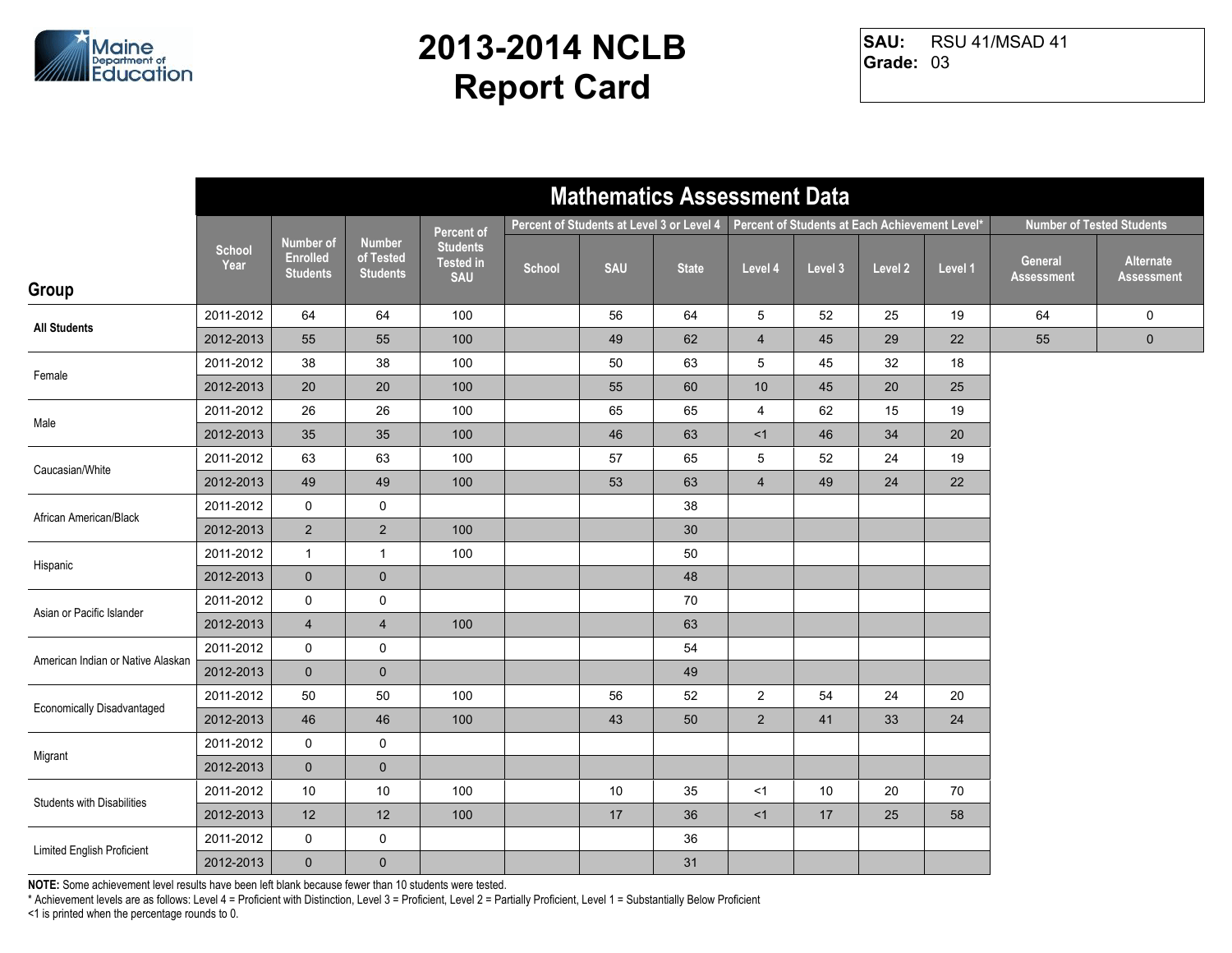# 2013-2014 NCLB Report Card

**SAU:** RSU 41/MSAD 41
**Grade:** 03

## Mathematics Assessment Data

| Group | School Year | Number of Enrolled Students | Number of Tested Students | Percent of Students Tested in SAU | Percent of Students at Level 3 or Level 4 | | | Percent of Students at Each Achievement Level* | | | | Number of Tested Students | |
|---|---|---|---|---|---|---|---|---|---|---|---|---|---|
| | | | | | School | SAU | State | Level 4 | Level 3 | Level 2 | Level 1 | General Assessment | Alternate Assessment |
| All Students | 2011-2012 | 64 | 64 | 100 | | 56 | 64 | 5 | 52 | 25 | 19 | 64 | 0 |
| | 2012-2013 | 55 | 55 | 100 | | 49 | 62 | 4 | 45 | 29 | 22 | 55 | 0 |
| Female | 2011-2012 | 38 | 38 | 100 | | 50 | 63 | 5 | 45 | 32 | 18 | | |
| | 2012-2013 | 20 | 20 | 100 | | 55 | 60 | 10 | 45 | 20 | 25 | | |
| Male | 2011-2012 | 26 | 26 | 100 | | 65 | 65 | 4 | 62 | 15 | 19 | | |
| | 2012-2013 | 35 | 35 | 100 | | 46 | 63 | <1 | 46 | 34 | 20 | | |
| Caucasian/White | 2011-2012 | 63 | 63 | 100 | | 57 | 65 | 5 | 52 | 24 | 19 | | |
| | 2012-2013 | 49 | 49 | 100 | | 53 | 63 | 4 | 49 | 24 | 22 | | |
| African American/Black | 2011-2012 | 0 | 0 | | | | 38 | | | | | | |
| | 2012-2013 | 2 | 2 | 100 | | | 30 | | | | | | |
| Hispanic | 2011-2012 | 1 | 1 | 100 | | | 50 | | | | | | |
| | 2012-2013 | 0 | 0 | | | | 48 | | | | | | |
| Asian or Pacific Islander | 2011-2012 | 0 | 0 | | | | 70 | | | | | | |
| | 2012-2013 | 4 | 4 | 100 | | | 63 | | | | | | |
| American Indian or Native Alaskan | 2011-2012 | 0 | 0 | | | | 54 | | | | | | |
| | 2012-2013 | 0 | 0 | | | | 49 | | | | | | |
| Economically Disadvantaged | 2011-2012 | 50 | 50 | 100 | | 56 | 52 | 2 | 54 | 24 | 20 | | |
| | 2012-2013 | 46 | 46 | 100 | | 43 | 50 | 2 | 41 | 33 | 24 | | |
| Migrant | 2011-2012 | 0 | 0 | | | | | | | | | | |
| | 2012-2013 | 0 | 0 | | | | | | | | | | |
| Students with Disabilities | 2011-2012 | 10 | 10 | 100 | | 10 | 35 | <1 | 10 | 20 | 70 | | |
| | 2012-2013 | 12 | 12 | 100 | | 17 | 36 | <1 | 17 | 25 | 58 | | |
| Limited English Proficient | 2011-2012 | 0 | 0 | | | | 36 | | | | | | |
| | 2012-2013 | 0 | 0 | | | | 31 | | | | | | |

**NOTE:** Some achievement level results have been left blank because fewer than 10 students were tested.
* Achievement levels are as follows: Level 4 = Proficient with Distinction, Level 3 = Proficient, Level 2 = Partially Proficient, Level 1 = Substantially Below Proficient
<1 is printed when the percentage rounds to 0.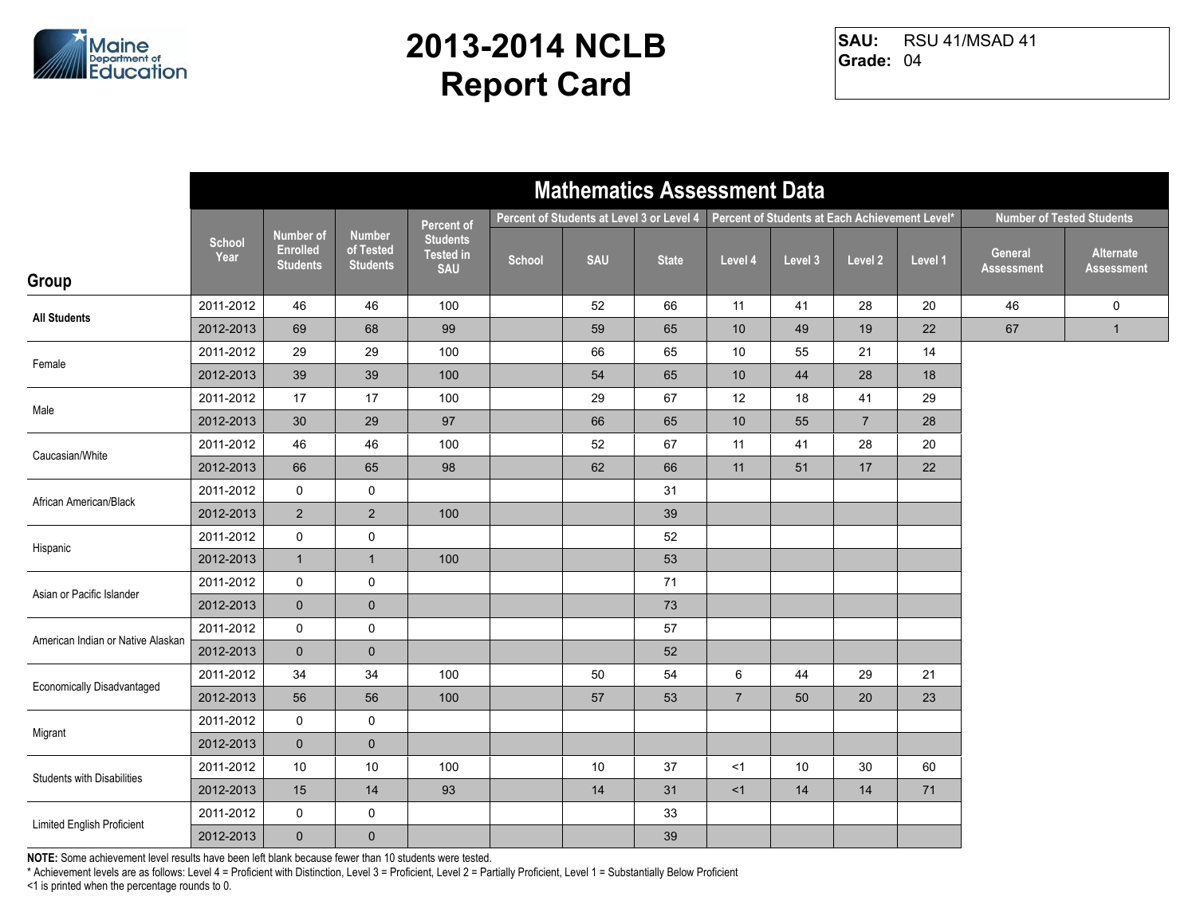# 2013-2014 NCLB Report Card

**SAU:** RSU 41/MSAD 41
**Grade:** 04

## Mathematics Assessment Data

| Group | School Year | Number of Enrolled Students | Number of Tested Students | Percent of Students Tested in SAU | Percent of Students at Level 3 or Level 4 | | | Percent of Students at Each Achievement Level* | | | | Number of Tested Students | |
|---|---|---|---|---|---|---|---|---|---|---|---|---|---|
| | | | | | School | SAU | State | Level 4 | Level 3 | Level 2 | Level 1 | General Assessment | Alternate Assessment |
| All Students | 2011-2012 | 46 | 46 | 100 | | 52 | 66 | 11 | 41 | 28 | 20 | 46 | 0 |
| | 2012-2013 | 69 | 68 | 99 | | 59 | 65 | 10 | 49 | 19 | 22 | 67 | 1 |
| Female | 2011-2012 | 29 | 29 | 100 | | 66 | 65 | 10 | 55 | 21 | 14 | | |
| | 2012-2013 | 39 | 39 | 100 | | 54 | 65 | 10 | 44 | 28 | 18 | | |
| Male | 2011-2012 | 17 | 17 | 100 | | 29 | 67 | 12 | 18 | 41 | 29 | | |
| | 2012-2013 | 30 | 29 | 97 | | 66 | 65 | 10 | 55 | 7 | 28 | | |
| Caucasian/White | 2011-2012 | 46 | 46 | 100 | | 52 | 67 | 11 | 41 | 28 | 20 | | |
| | 2012-2013 | 66 | 65 | 98 | | 62 | 66 | 11 | 51 | 17 | 22 | | |
| African American/Black | 2011-2012 | 0 | 0 | | | | 31 | | | | | | |
| | 2012-2013 | 2 | 2 | 100 | | | 39 | | | | | | |
| Hispanic | 2011-2012 | 0 | 0 | | | | 52 | | | | | | |
| | 2012-2013 | 1 | 1 | 100 | | | 53 | | | | | | |
| Asian or Pacific Islander | 2011-2012 | 0 | 0 | | | | 71 | | | | | | |
| | 2012-2013 | 0 | 0 | | | | 73 | | | | | | |
| American Indian or Native Alaskan | 2011-2012 | 0 | 0 | | | | 57 | | | | | | |
| | 2012-2013 | 0 | 0 | | | | 52 | | | | | | |
| Economically Disadvantaged | 2011-2012 | 34 | 34 | 100 | | 50 | 54 | 6 | 44 | 29 | 21 | | |
| | 2012-2013 | 56 | 56 | 100 | | 57 | 53 | 7 | 50 | 20 | 23 | | |
| Migrant | 2011-2012 | 0 | 0 | | | | | | | | | | |
| | 2012-2013 | 0 | 0 | | | | | | | | | | |
| Students with Disabilities | 2011-2012 | 10 | 10 | 100 | | 10 | 37 | <1 | 10 | 30 | 60 | | |
| | 2012-2013 | 15 | 14 | 93 | | 14 | 31 | <1 | 14 | 14 | 71 | | |
| Limited English Proficient | 2011-2012 | 0 | 0 | | | | 33 | | | | | | |
| | 2012-2013 | 0 | 0 | | | | 39 | | | | | | |

**NOTE:** Some achievement level results have been left blank because fewer than 10 students were tested.

* Achievement levels are as follows: Level 4 = Proficient with Distinction, Level 3 = Proficient, Level 2 = Partially Proficient, Level 1 = Substantially Below Proficient

<1 is printed when the percentage rounds to 0.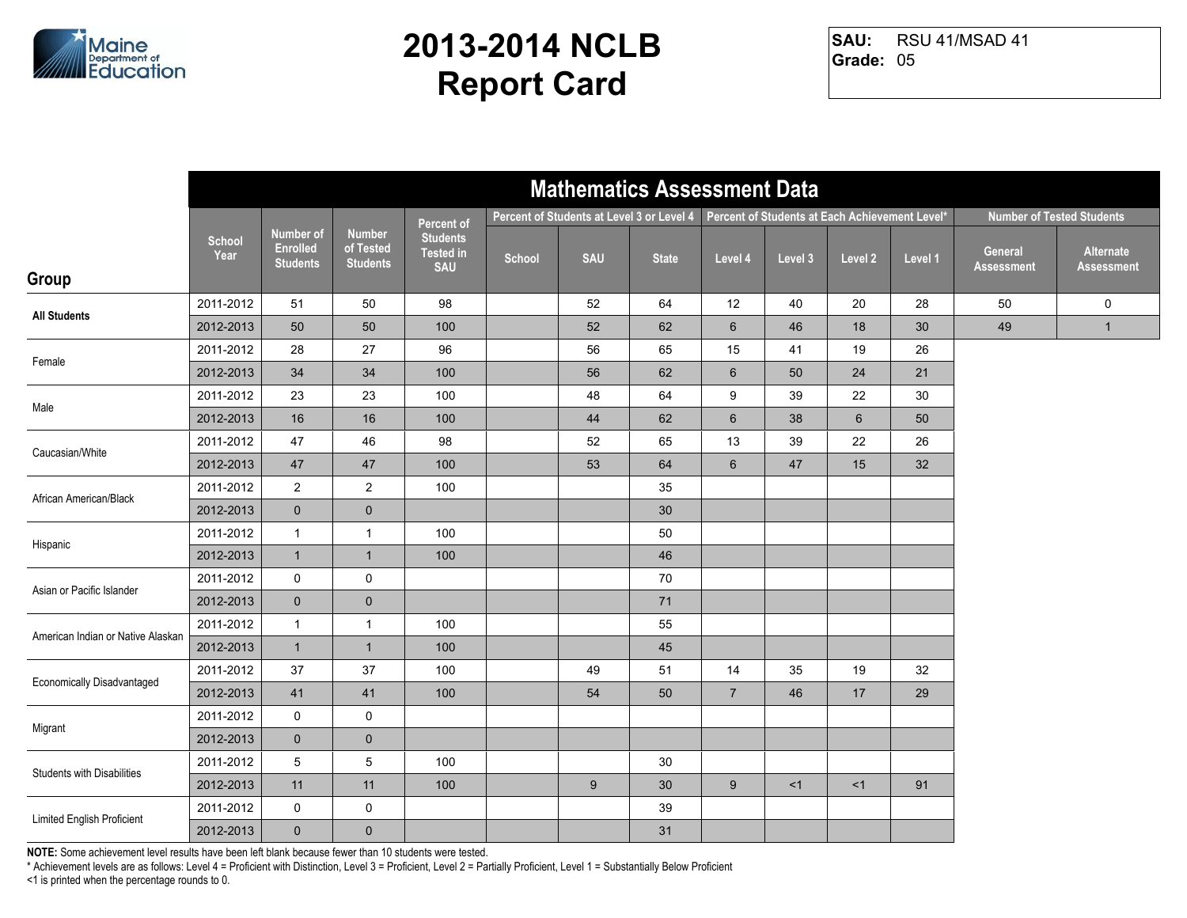# 2013-2014 NCLB Report Card

**SAU:** RSU 41/MSAD 41
**Grade:** 05

## Mathematics Assessment Data

| Group | School Year | Number of Enrolled Students | Number of Tested Students | Percent of Students Tested in SAU | Percent of Students at Level 3 or Level 4 | | | Percent of Students at Each Achievement Level* | | | | Number of Tested Students | |
|---|---|---|---|---|---|---|---|---|---|---|---|---|---|
| | | | | | School | SAU | State | Level 4 | Level 3 | Level 2 | Level 1 | General Assessment | Alternate Assessment |
| All Students | 2011-2012 | 51 | 50 | 98 | | 52 | 64 | 12 | 40 | 20 | 28 | 50 | 0 |
| | 2012-2013 | 50 | 50 | 100 | | 52 | 62 | 6 | 46 | 18 | 30 | 49 | 1 |
| Female | 2011-2012 | 28 | 27 | 96 | | 56 | 65 | 15 | 41 | 19 | 26 | | |
| | 2012-2013 | 34 | 34 | 100 | | 56 | 62 | 6 | 50 | 24 | 21 | | |
| Male | 2011-2012 | 23 | 23 | 100 | | 48 | 64 | 9 | 39 | 22 | 30 | | |
| | 2012-2013 | 16 | 16 | 100 | | 44 | 62 | 6 | 38 | 6 | 50 | | |
| Caucasian/White | 2011-2012 | 47 | 46 | 98 | | 52 | 65 | 13 | 39 | 22 | 26 | | |
| | 2012-2013 | 47 | 47 | 100 | | 53 | 64 | 6 | 47 | 15 | 32 | | |
| African American/Black | 2011-2012 | 2 | 2 | 100 | | | 35 | | | | | | |
| | 2012-2013 | 0 | 0 | | | | 30 | | | | | | |
| Hispanic | 2011-2012 | 1 | 1 | 100 | | | 50 | | | | | | |
| | 2012-2013 | 1 | 1 | 100 | | | 46 | | | | | | |
| Asian or Pacific Islander | 2011-2012 | 0 | 0 | | | | 70 | | | | | | |
| | 2012-2013 | 0 | 0 | | | | 71 | | | | | | |
| American Indian or Native Alaskan | 2011-2012 | 1 | 1 | 100 | | | 55 | | | | | | |
| | 2012-2013 | 1 | 1 | 100 | | | 45 | | | | | | |
| Economically Disadvantaged | 2011-2012 | 37 | 37 | 100 | | 49 | 51 | 14 | 35 | 19 | 32 | | |
| | 2012-2013 | 41 | 41 | 100 | | 54 | 50 | 7 | 46 | 17 | 29 | | |
| Migrant | 2011-2012 | 0 | 0 | | | | | | | | | | |
| | 2012-2013 | 0 | 0 | | | | | | | | | | |
| Students with Disabilities | 2011-2012 | 5 | 5 | 100 | | | 30 | | | | | | |
| | 2012-2013 | 11 | 11 | 100 | | 9 | 30 | 9 | <1 | <1 | 91 | | |
| Limited English Proficient | 2011-2012 | 0 | 0 | | | | 39 | | | | | | |
| | 2012-2013 | 0 | 0 | | | | 31 | | | | | | |

**NOTE:** Some achievement level results have been left blank because fewer than 10 students were tested.

* Achievement levels are as follows: Level 4 = Proficient with Distinction, Level 3 = Proficient, Level 2 = Partially Proficient, Level 1 = Substantially Below Proficient

<1 is printed when the percentage rounds to 0.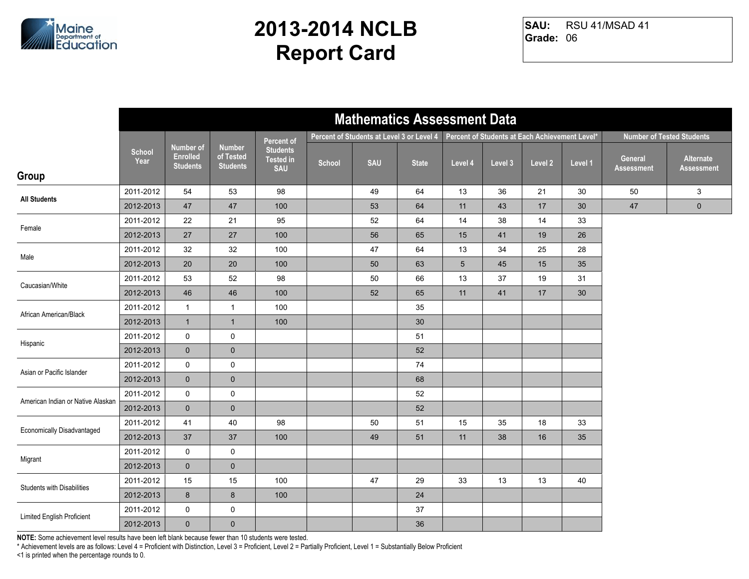# 2013-2014 NCLB Report Card

**SAU:** RSU 41/MSAD 41
**Grade:** 06

## Mathematics Assessment Data

| Group | School Year | Number of Enrolled Students | Number of Tested Students | Percent of Students Tested in SAU | Percent of Students at Level 3 or Level 4 | | | Percent of Students at Each Achievement Level* | | | | Number of Tested Students | |
|---|---|---|---|---|---|---|---|---|---|---|---|---|---|
| | | | | | School | SAU | State | Level 4 | Level 3 | Level 2 | Level 1 | General Assessment | Alternate Assessment |
| **All Students** | 2011-2012 | 54 | 53 | 98 | | 49 | 64 | 13 | 36 | 21 | 30 | 50 | 3 |
| | 2012-2013 | 47 | 47 | 100 | | 53 | 64 | 11 | 43 | 17 | 30 | 47 | 0 |
| Female | 2011-2012 | 22 | 21 | 95 | | 52 | 64 | 14 | 38 | 14 | 33 | | |
| | 2012-2013 | 27 | 27 | 100 | | 56 | 65 | 15 | 41 | 19 | 26 | | |
| Male | 2011-2012 | 32 | 32 | 100 | | 47 | 64 | 13 | 34 | 25 | 28 | | |
| | 2012-2013 | 20 | 20 | 100 | | 50 | 63 | 5 | 45 | 15 | 35 | | |
| Caucasian/White | 2011-2012 | 53 | 52 | 98 | | 50 | 66 | 13 | 37 | 19 | 31 | | |
| | 2012-2013 | 46 | 46 | 100 | | 52 | 65 | 11 | 41 | 17 | 30 | | |
| African American/Black | 2011-2012 | 1 | 1 | 100 | | | 35 | | | | | | |
| | 2012-2013 | 1 | 1 | 100 | | | 30 | | | | | | |
| Hispanic | 2011-2012 | 0 | 0 | | | | 51 | | | | | | |
| | 2012-2013 | 0 | 0 | | | | 52 | | | | | | |
| Asian or Pacific Islander | 2011-2012 | 0 | 0 | | | | 74 | | | | | | |
| | 2012-2013 | 0 | 0 | | | | 68 | | | | | | |
| American Indian or Native Alaskan | 2011-2012 | 0 | 0 | | | | 52 | | | | | | |
| | 2012-2013 | 0 | 0 | | | | 52 | | | | | | |
| Economically Disadvantaged | 2011-2012 | 41 | 40 | 98 | | 50 | 51 | 15 | 35 | 18 | 33 | | |
| | 2012-2013 | 37 | 37 | 100 | | 49 | 51 | 11 | 38 | 16 | 35 | | |
| Migrant | 2011-2012 | 0 | 0 | | | | | | | | | | |
| | 2012-2013 | 0 | 0 | | | | | | | | | | |
| Students with Disabilities | 2011-2012 | 15 | 15 | 100 | | 47 | 29 | 33 | 13 | 13 | 40 | | |
| | 2012-2013 | 8 | 8 | 100 | | | 24 | | | | | | |
| Limited English Proficient | 2011-2012 | 0 | 0 | | | | 37 | | | | | | |
| | 2012-2013 | 0 | 0 | | | | 36 | | | | | | |

**NOTE:** Some achievement level results have been left blank because fewer than 10 students were tested.
* Achievement levels are as follows: Level 4 = Proficient with Distinction, Level 3 = Proficient, Level 2 = Partially Proficient, Level 1 = Substantially Below Proficient
<1 is printed when the percentage rounds to 0.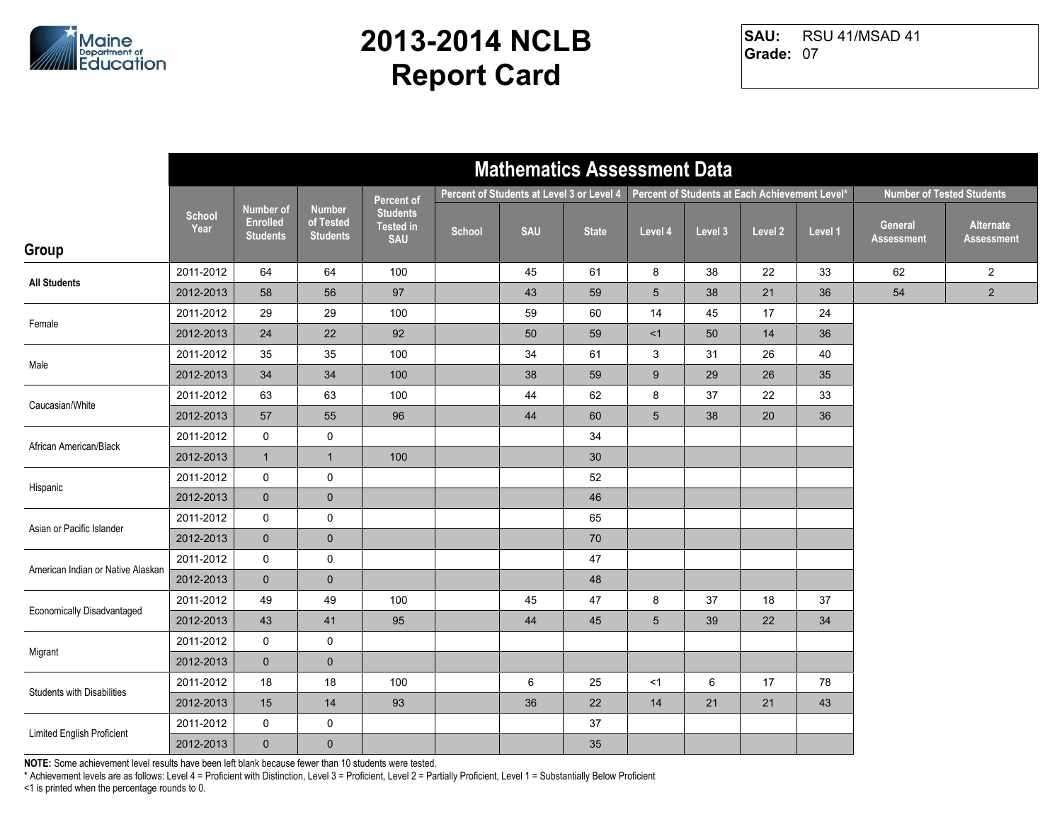# 2013-2014 NCLB Report Card

**SAU:** RSU 41/MSAD 41
**Grade:** 07

## Mathematics Assessment Data

| Group | School Year | Number of Enrolled Students | Number of Tested Students | Percent of Students Tested in SAU | Percent of Students at Level 3 or Level 4 | | | Percent of Students at Each Achievement Level* | | | | Number of Tested Students | |
|---|---|---|---|---|---|---|---|---|---|---|---|---|---|
| | | | | | School | SAU | State | Level 4 | Level 3 | Level 2 | Level 1 | General Assessment | Alternate Assessment |
| All Students | 2011-2012 | 64 | 64 | 100 | | 45 | 61 | 8 | 38 | 22 | 33 | 62 | 2 |
| | 2012-2013 | 58 | 56 | 97 | | 43 | 59 | 5 | 38 | 21 | 36 | 54 | 2 |
| Female | 2011-2012 | 29 | 29 | 100 | | 59 | 60 | 14 | 45 | 17 | 24 | | |
| | 2012-2013 | 24 | 22 | 92 | | 50 | 59 | <1 | 50 | 14 | 36 | | |
| Male | 2011-2012 | 35 | 35 | 100 | | 34 | 61 | 3 | 31 | 26 | 40 | | |
| | 2012-2013 | 34 | 34 | 100 | | 38 | 59 | 9 | 29 | 26 | 35 | | |
| Caucasian/White | 2011-2012 | 63 | 63 | 100 | | 44 | 62 | 8 | 37 | 22 | 33 | | |
| | 2012-2013 | 57 | 55 | 96 | | 44 | 60 | 5 | 38 | 20 | 36 | | |
| African American/Black | 2011-2012 | 0 | 0 | | | | 34 | | | | | | |
| | 2012-2013 | 1 | 1 | 100 | | | 30 | | | | | | |
| Hispanic | 2011-2012 | 0 | 0 | | | | 52 | | | | | | |
| | 2012-2013 | 0 | 0 | | | | 46 | | | | | | |
| Asian or Pacific Islander | 2011-2012 | 0 | 0 | | | | 65 | | | | | | |
| | 2012-2013 | 0 | 0 | | | | 70 | | | | | | |
| American Indian or Native Alaskan | 2011-2012 | 0 | 0 | | | | 47 | | | | | | |
| | 2012-2013 | 0 | 0 | | | | 48 | | | | | | |
| Economically Disadvantaged | 2011-2012 | 49 | 49 | 100 | | 45 | 47 | 8 | 37 | 18 | 37 | | |
| | 2012-2013 | 43 | 41 | 95 | | 44 | 45 | 5 | 39 | 22 | 34 | | |
| Migrant | 2011-2012 | 0 | 0 | | | | | | | | | | |
| | 2012-2013 | 0 | 0 | | | | | | | | | | |
| Students with Disabilities | 2011-2012 | 18 | 18 | 100 | | 6 | 25 | <1 | 6 | 17 | 78 | | |
| | 2012-2013 | 15 | 14 | 93 | | 36 | 22 | 14 | 21 | 21 | 43 | | |
| Limited English Proficient | 2011-2012 | 0 | 0 | | | | 37 | | | | | | |
| | 2012-2013 | 0 | 0 | | | | 35 | | | | | | |

**NOTE:** Some achievement level results have been left blank because fewer than 10 students were tested.
* Achievement levels are as follows: Level 4 = Proficient with Distinction, Level 3 = Proficient, Level 2 = Partially Proficient, Level 1 = Substantially Below Proficient
<1 is printed when the percentage rounds to 0.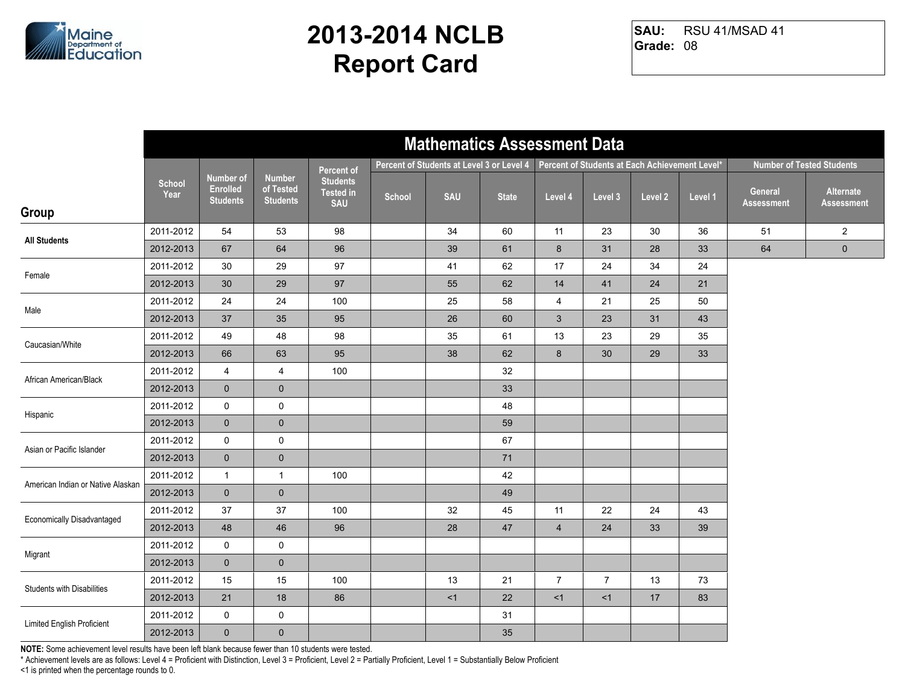# 2013-2014 NCLB Report Card

**SAU:** RSU 41/MSAD 41
**Grade:** 08

## Mathematics Assessment Data

| Group | School Year | Number of Enrolled Students | Number of Tested Students | Percent of Students Tested in SAU | Percent of Students at Level 3 or Level 4 | | | Percent of Students at Each Achievement Level* | | | | Number of Tested Students | |
|---|---|---|---|---|---|---|---|---|---|---|---|---|---|
| | | | | | School | SAU | State | Level 4 | Level 3 | Level 2 | Level 1 | General Assessment | Alternate Assessment |
| All Students | 2011-2012 | 54 | 53 | 98 | | 34 | 60 | 11 | 23 | 30 | 36 | 51 | 2 |
| | 2012-2013 | 67 | 64 | 96 | | 39 | 61 | 8 | 31 | 28 | 33 | 64 | 0 |
| Female | 2011-2012 | 30 | 29 | 97 | | 41 | 62 | 17 | 24 | 34 | 24 | | |
| | 2012-2013 | 30 | 29 | 97 | | 55 | 62 | 14 | 41 | 24 | 21 | | |
| Male | 2011-2012 | 24 | 24 | 100 | | 25 | 58 | 4 | 21 | 25 | 50 | | |
| | 2012-2013 | 37 | 35 | 95 | | 26 | 60 | 3 | 23 | 31 | 43 | | |
| Caucasian/White | 2011-2012 | 49 | 48 | 98 | | 35 | 61 | 13 | 23 | 29 | 35 | | |
| | 2012-2013 | 66 | 63 | 95 | | 38 | 62 | 8 | 30 | 29 | 33 | | |
| African American/Black | 2011-2012 | 4 | 4 | 100 | | | 32 | | | | | | |
| | 2012-2013 | 0 | 0 | | | | 33 | | | | | | |
| Hispanic | 2011-2012 | 0 | 0 | | | | 48 | | | | | | |
| | 2012-2013 | 0 | 0 | | | | 59 | | | | | | |
| Asian or Pacific Islander | 2011-2012 | 0 | 0 | | | | 67 | | | | | | |
| | 2012-2013 | 0 | 0 | | | | 71 | | | | | | |
| American Indian or Native Alaskan | 2011-2012 | 1 | 1 | 100 | | | 42 | | | | | | |
| | 2012-2013 | 0 | 0 | | | | 49 | | | | | | |
| Economically Disadvantaged | 2011-2012 | 37 | 37 | 100 | | 32 | 45 | 11 | 22 | 24 | 43 | | |
| | 2012-2013 | 48 | 46 | 96 | | 28 | 47 | 4 | 24 | 33 | 39 | | |
| Migrant | 2011-2012 | 0 | 0 | | | | | | | | | | |
| | 2012-2013 | 0 | 0 | | | | | | | | | | |
| Students with Disabilities | 2011-2012 | 15 | 15 | 100 | | 13 | 21 | 7 | 7 | 13 | 73 | | |
| | 2012-2013 | 21 | 18 | 86 | | <1 | 22 | <1 | <1 | 17 | 83 | | |
| Limited English Proficient | 2011-2012 | 0 | 0 | | | | 31 | | | | | | |
| | 2012-2013 | 0 | 0 | | | | 35 | | | | | | |

**NOTE:** Some achievement level results have been left blank because fewer than 10 students were tested.
* Achievement levels are as follows: Level 4 = Proficient with Distinction, Level 3 = Proficient, Level 2 = Partially Proficient, Level 1 = Substantially Below Proficient
<1 is printed when the percentage rounds to 0.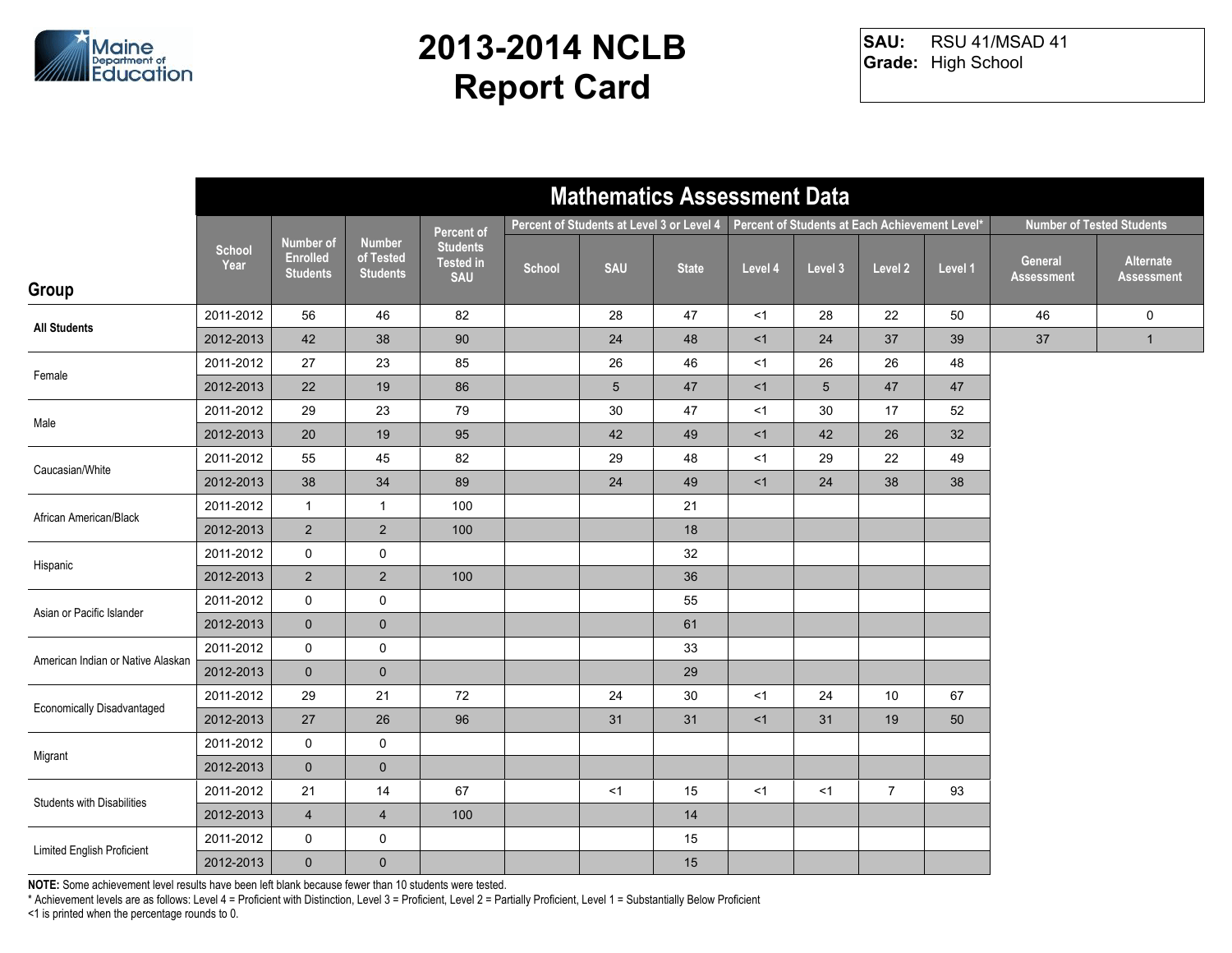# 2013-2014 NCLB Report Card

**SAU:** RSU 41/MSAD 41
**Grade:** High School

## Mathematics Assessment Data

| Group | School Year | Number of Enrolled Students | Number of Tested Students | Percent of Students Tested in SAU | Percent of Students at Level 3 or Level 4 | | | Percent of Students at Each Achievement Level* | | | | Number of Tested Students | |
|---|---|---|---|---|---|---|---|---|---|---|---|---|---|
| | | | | | School | SAU | State | Level 4 | Level 3 | Level 2 | Level 1 | General Assessment | Alternate Assessment |
| All Students | 2011-2012 | 56 | 46 | 82 | | 28 | 47 | <1 | 28 | 22 | 50 | 46 | 0 |
| | 2012-2013 | 42 | 38 | 90 | | 24 | 48 | <1 | 24 | 37 | 39 | 37 | 1 |
| Female | 2011-2012 | 27 | 23 | 85 | | 26 | 46 | <1 | 26 | 26 | 48 | | |
| | 2012-2013 | 22 | 19 | 86 | | 5 | 47 | <1 | 5 | 47 | 47 | | |
| Male | 2011-2012 | 29 | 23 | 79 | | 30 | 47 | <1 | 30 | 17 | 52 | | |
| | 2012-2013 | 20 | 19 | 95 | | 42 | 49 | <1 | 42 | 26 | 32 | | |
| Caucasian/White | 2011-2012 | 55 | 45 | 82 | | 29 | 48 | <1 | 29 | 22 | 49 | | |
| | 2012-2013 | 38 | 34 | 89 | | 24 | 49 | <1 | 24 | 38 | 38 | | |
| African American/Black | 2011-2012 | 1 | 1 | 100 | | | 21 | | | | | | |
| | 2012-2013 | 2 | 2 | 100 | | | 18 | | | | | | |
| Hispanic | 2011-2012 | 0 | 0 | | | | 32 | | | | | | |
| | 2012-2013 | 2 | 2 | 100 | | | 36 | | | | | | |
| Asian or Pacific Islander | 2011-2012 | 0 | 0 | | | | 55 | | | | | | |
| | 2012-2013 | 0 | 0 | | | | 61 | | | | | | |
| American Indian or Native Alaskan | 2011-2012 | 0 | 0 | | | | 33 | | | | | | |
| | 2012-2013 | 0 | 0 | | | | 29 | | | | | | |
| Economically Disadvantaged | 2011-2012 | 29 | 21 | 72 | | 24 | 30 | <1 | 24 | 10 | 67 | | |
| | 2012-2013 | 27 | 26 | 96 | | 31 | 31 | <1 | 31 | 19 | 50 | | |
| Migrant | 2011-2012 | 0 | 0 | | | | | | | | | | |
| | 2012-2013 | 0 | 0 | | | | | | | | | | |
| Students with Disabilities | 2011-2012 | 21 | 14 | 67 | | <1 | 15 | <1 | <1 | 7 | 93 | | |
| | 2012-2013 | 4 | 4 | 100 | | | 14 | | | | | | |
| Limited English Proficient | 2011-2012 | 0 | 0 | | | | 15 | | | | | | |
| | 2012-2013 | 0 | 0 | | | | 15 | | | | | | |

**NOTE:** Some achievement level results have been left blank because fewer than 10 students were tested.
* Achievement levels are as follows: Level 4 = Proficient with Distinction, Level 3 = Proficient, Level 2 = Partially Proficient, Level 1 = Substantially Below Proficient
<1 is printed when the percentage rounds to 0.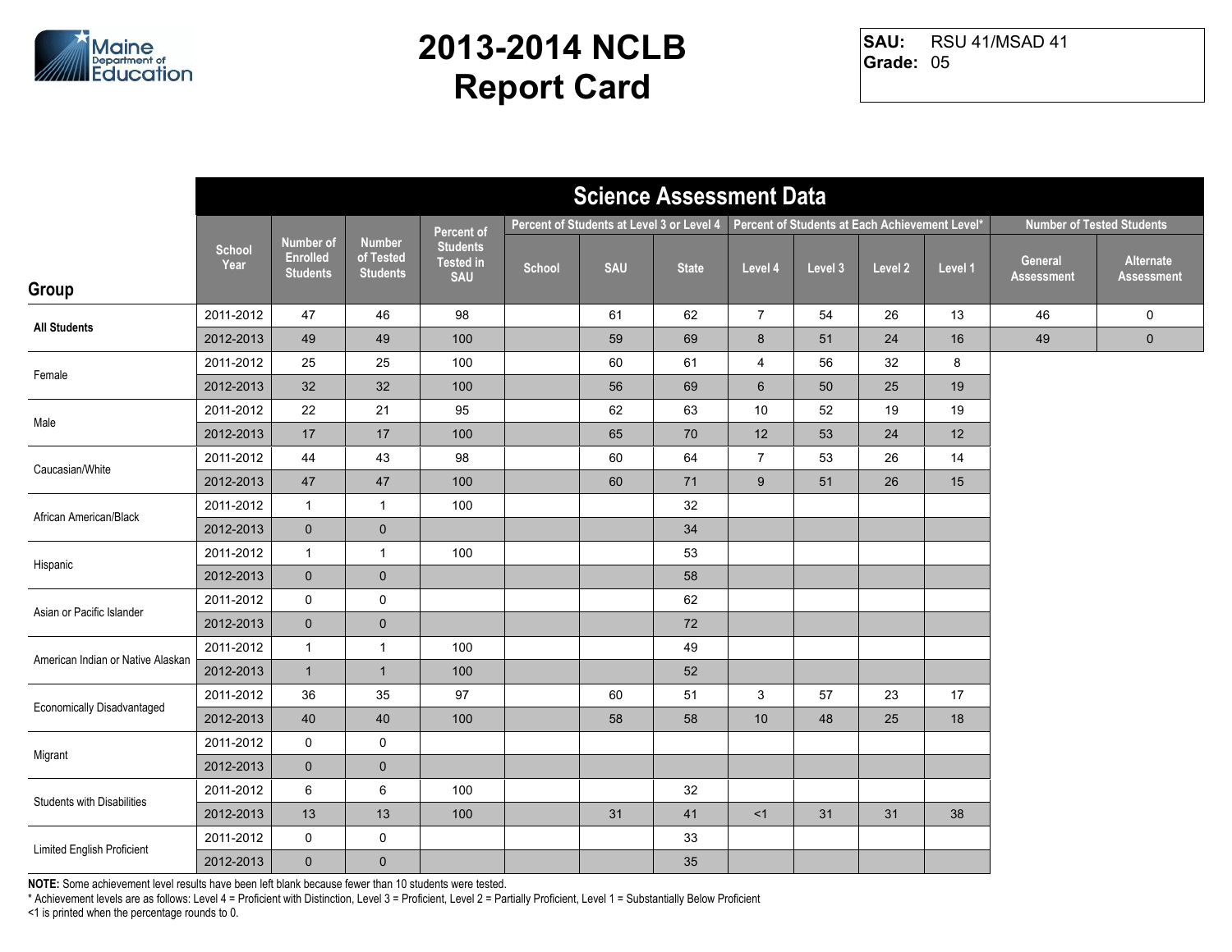# 2013-2014 NCLB Report Card

**SAU:** RSU 41/MSAD 41
**Grade:** 05

## Science Assessment Data

| Group | School Year | Number of Enrolled Students | Number of Tested Students | Percent of Students Tested in SAU | Percent of Students at Level 3 or Level 4 | | | Percent of Students at Each Achievement Level* | | | | Number of Tested Students | |
|---|---|---|---|---|---|---|---|---|---|---|---|---|---|
| | | | | | School | SAU | State | Level 4 | Level 3 | Level 2 | Level 1 | General Assessment | Alternate Assessment |
| **All Students** | 2011-2012 | 47 | 46 | 98 | | 61 | 62 | 7 | 54 | 26 | 13 | 46 | 0 |
| | 2012-2013 | 49 | 49 | 100 | | 59 | 69 | 8 | 51 | 24 | 16 | 49 | 0 |
| Female | 2011-2012 | 25 | 25 | 100 | | 60 | 61 | 4 | 56 | 32 | 8 | | |
| | 2012-2013 | 32 | 32 | 100 | | 56 | 69 | 6 | 50 | 25 | 19 | | |
| Male | 2011-2012 | 22 | 21 | 95 | | 62 | 63 | 10 | 52 | 19 | 19 | | |
| | 2012-2013 | 17 | 17 | 100 | | 65 | 70 | 12 | 53 | 24 | 12 | | |
| Caucasian/White | 2011-2012 | 44 | 43 | 98 | | 60 | 64 | 7 | 53 | 26 | 14 | | |
| | 2012-2013 | 47 | 47 | 100 | | 60 | 71 | 9 | 51 | 26 | 15 | | |
| African American/Black | 2011-2012 | 1 | 1 | 100 | | | 32 | | | | | | |
| | 2012-2013 | 0 | 0 | | | | 34 | | | | | | |
| Hispanic | 2011-2012 | 1 | 1 | 100 | | | 53 | | | | | | |
| | 2012-2013 | 0 | 0 | | | | 58 | | | | | | |
| Asian or Pacific Islander | 2011-2012 | 0 | 0 | | | | 62 | | | | | | |
| | 2012-2013 | 0 | 0 | | | | 72 | | | | | | |
| American Indian or Native Alaskan | 2011-2012 | 1 | 1 | 100 | | | 49 | | | | | | |
| | 2012-2013 | 1 | 1 | 100 | | | 52 | | | | | | |
| Economically Disadvantaged | 2011-2012 | 36 | 35 | 97 | | 60 | 51 | 3 | 57 | 23 | 17 | | |
| | 2012-2013 | 40 | 40 | 100 | | 58 | 58 | 10 | 48 | 25 | 18 | | |
| Migrant | 2011-2012 | 0 | 0 | | | | | | | | | | |
| | 2012-2013 | 0 | 0 | | | | | | | | | | |
| Students with Disabilities | 2011-2012 | 6 | 6 | 100 | | | 32 | | | | | | |
| | 2012-2013 | 13 | 13 | 100 | | 31 | 41 | <1 | 31 | 31 | 38 | | |
| Limited English Proficient | 2011-2012 | 0 | 0 | | | | 33 | | | | | | |
| | 2012-2013 | 0 | 0 | | | | 35 | | | | | | |

**NOTE:** Some achievement level results have been left blank because fewer than 10 students were tested.

* Achievement levels are as follows: Level 4 = Proficient with Distinction, Level 3 = Proficient, Level 2 = Partially Proficient, Level 1 = Substantially Below Proficient

<1 is printed when the percentage rounds to 0.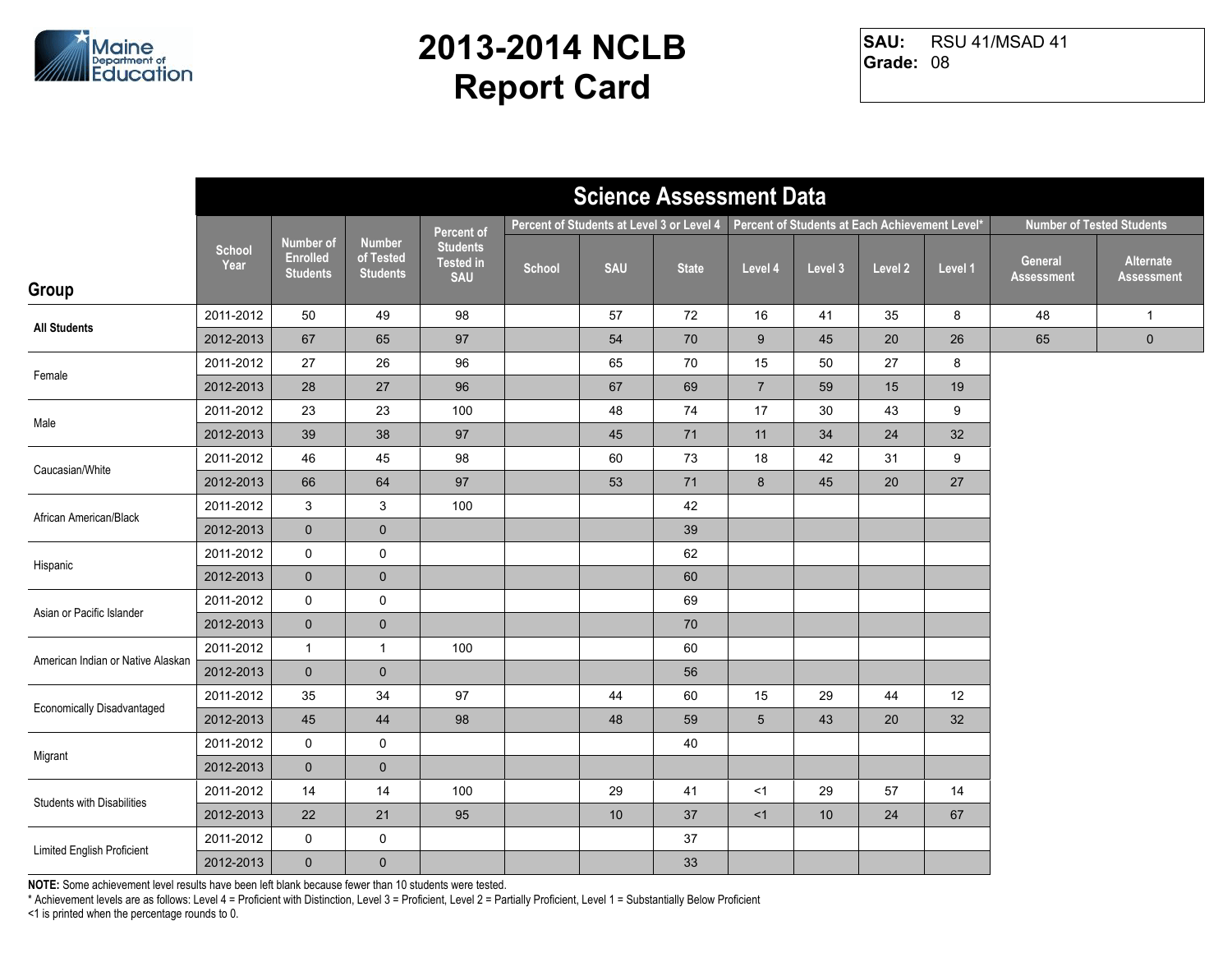# 2013-2014 NCLB Report Card

**SAU:** RSU 41/MSAD 41
**Grade:** 08

## Science Assessment Data

| Group | School Year | Number of Enrolled Students | Number of Tested Students | Percent of Students Tested in SAU | Percent of Students at Level 3 or Level 4 | | | Percent of Students at Each Achievement Level* | | | | Number of Tested Students | |
|---|---|---|---|---|---|---|---|---|---|---|---|---|---|
| | | | | | School | SAU | State | Level 4 | Level 3 | Level 2 | Level 1 | General Assessment | Alternate Assessment |
| All Students | 2011-2012 | 50 | 49 | 98 | | 57 | 72 | 16 | 41 | 35 | 8 | 48 | 1 |
| | 2012-2013 | 67 | 65 | 97 | | 54 | 70 | 9 | 45 | 20 | 26 | 65 | 0 |
| Female | 2011-2012 | 27 | 26 | 96 | | 65 | 70 | 15 | 50 | 27 | 8 | | |
| | 2012-2013 | 28 | 27 | 96 | | 67 | 69 | 7 | 59 | 15 | 19 | | |
| Male | 2011-2012 | 23 | 23 | 100 | | 48 | 74 | 17 | 30 | 43 | 9 | | |
| | 2012-2013 | 39 | 38 | 97 | | 45 | 71 | 11 | 34 | 24 | 32 | | |
| Caucasian/White | 2011-2012 | 46 | 45 | 98 | | 60 | 73 | 18 | 42 | 31 | 9 | | |
| | 2012-2013 | 66 | 64 | 97 | | 53 | 71 | 8 | 45 | 20 | 27 | | |
| African American/Black | 2011-2012 | 3 | 3 | 100 | | | 42 | | | | | | |
| | 2012-2013 | 0 | 0 | | | | 39 | | | | | | |
| Hispanic | 2011-2012 | 0 | 0 | | | | 62 | | | | | | |
| | 2012-2013 | 0 | 0 | | | | 60 | | | | | | |
| Asian or Pacific Islander | 2011-2012 | 0 | 0 | | | | 69 | | | | | | |
| | 2012-2013 | 0 | 0 | | | | 70 | | | | | | |
| American Indian or Native Alaskan | 2011-2012 | 1 | 1 | 100 | | | 60 | | | | | | |
| | 2012-2013 | 0 | 0 | | | | 56 | | | | | | |
| Economically Disadvantaged | 2011-2012 | 35 | 34 | 97 | | 44 | 60 | 15 | 29 | 44 | 12 | | |
| | 2012-2013 | 45 | 44 | 98 | | 48 | 59 | 5 | 43 | 20 | 32 | | |
| Migrant | 2011-2012 | 0 | 0 | | | | 40 | | | | | | |
| | 2012-2013 | 0 | 0 | | | | | | | | | | |
| Students with Disabilities | 2011-2012 | 14 | 14 | 100 | | 29 | 41 | <1 | 29 | 57 | 14 | | |
| | 2012-2013 | 22 | 21 | 95 | | 10 | 37 | <1 | 10 | 24 | 67 | | |
| Limited English Proficient | 2011-2012 | 0 | 0 | | | | 37 | | | | | | |
| | 2012-2013 | 0 | 0 | | | | 33 | | | | | | |

**NOTE:** Some achievement level results have been left blank because fewer than 10 students were tested.
* Achievement levels are as follows: Level 4 = Proficient with Distinction, Level 3 = Proficient, Level 2 = Partially Proficient, Level 1 = Substantially Below Proficient
<1 is printed when the percentage rounds to 0.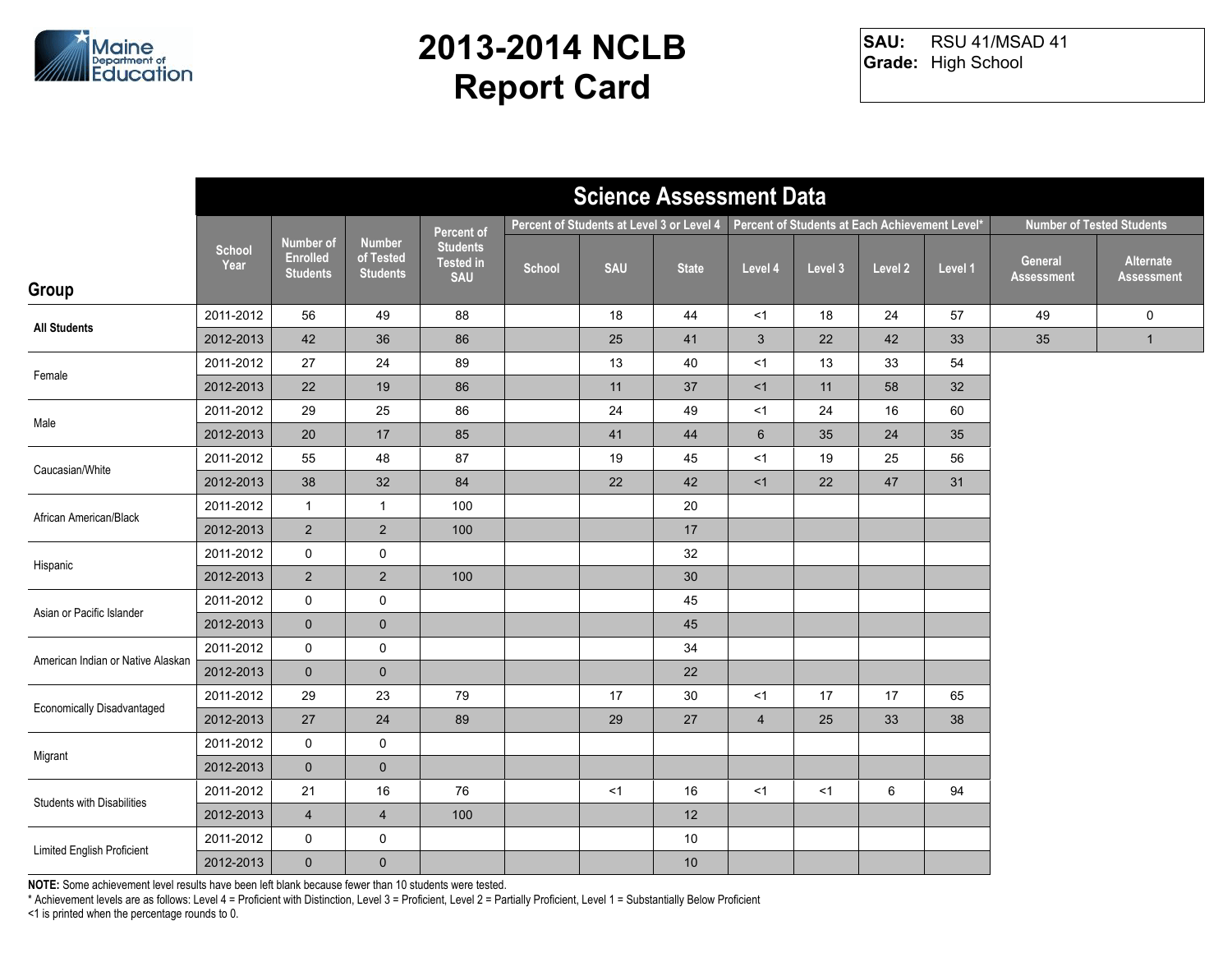# 2013-2014 NCLB Report Card

**SAU:** RSU 41/MSAD 41
**Grade:** High School

## Science Assessment Data

| Group | School Year | Number of Enrolled Students | Number of Tested Students | Percent of Students Tested in SAU | Percent of Students at Level 3 or Level 4 | | | Percent of Students at Each Achievement Level* | | | | Number of Tested Students | |
|---|---|---|---|---|---|---|---|---|---|---|---|---|---|
| | | | | | School | SAU | State | Level 4 | Level 3 | Level 2 | Level 1 | General Assessment | Alternate Assessment |
| All Students | 2011-2012 | 56 | 49 | 88 | | 18 | 44 | <1 | 18 | 24 | 57 | 49 | 0 |
| | 2012-2013 | 42 | 36 | 86 | | 25 | 41 | 3 | 22 | 42 | 33 | 35 | 1 |
| Female | 2011-2012 | 27 | 24 | 89 | | 13 | 40 | <1 | 13 | 33 | 54 | | |
| | 2012-2013 | 22 | 19 | 86 | | 11 | 37 | <1 | 11 | 58 | 32 | | |
| Male | 2011-2012 | 29 | 25 | 86 | | 24 | 49 | <1 | 24 | 16 | 60 | | |
| | 2012-2013 | 20 | 17 | 85 | | 41 | 44 | 6 | 35 | 24 | 35 | | |
| Caucasian/White | 2011-2012 | 55 | 48 | 87 | | 19 | 45 | <1 | 19 | 25 | 56 | | |
| | 2012-2013 | 38 | 32 | 84 | | 22 | 42 | <1 | 22 | 47 | 31 | | |
| African American/Black | 2011-2012 | 1 | 1 | 100 | | | 20 | | | | | | |
| | 2012-2013 | 2 | 2 | 100 | | | 17 | | | | | | |
| Hispanic | 2011-2012 | 0 | 0 | | | | 32 | | | | | | |
| | 2012-2013 | 2 | 2 | 100 | | | 30 | | | | | | |
| Asian or Pacific Islander | 2011-2012 | 0 | 0 | | | | 45 | | | | | | |
| | 2012-2013 | 0 | 0 | | | | 45 | | | | | | |
| American Indian or Native Alaskan | 2011-2012 | 0 | 0 | | | | 34 | | | | | | |
| | 2012-2013 | 0 | 0 | | | | 22 | | | | | | |
| Economically Disadvantaged | 2011-2012 | 29 | 23 | 79 | | 17 | 30 | <1 | 17 | 17 | 65 | | |
| | 2012-2013 | 27 | 24 | 89 | | 29 | 27 | 4 | 25 | 33 | 38 | | |
| Migrant | 2011-2012 | 0 | 0 | | | | | | | | | | |
| | 2012-2013 | 0 | 0 | | | | | | | | | | |
| Students with Disabilities | 2011-2012 | 21 | 16 | 76 | | <1 | 16 | <1 | <1 | 6 | 94 | | |
| | 2012-2013 | 4 | 4 | 100 | | | 12 | | | | | | |
| Limited English Proficient | 2011-2012 | 0 | 0 | | | | 10 | | | | | | |
| | 2012-2013 | 0 | 0 | | | | 10 | | | | | | |

**NOTE:** Some achievement level results have been left blank because fewer than 10 students were tested.

* Achievement levels are as follows: Level 4 = Proficient with Distinction, Level 3 = Proficient, Level 2 = Partially Proficient, Level 1 = Substantially Below Proficient

<1 is printed when the percentage rounds to 0.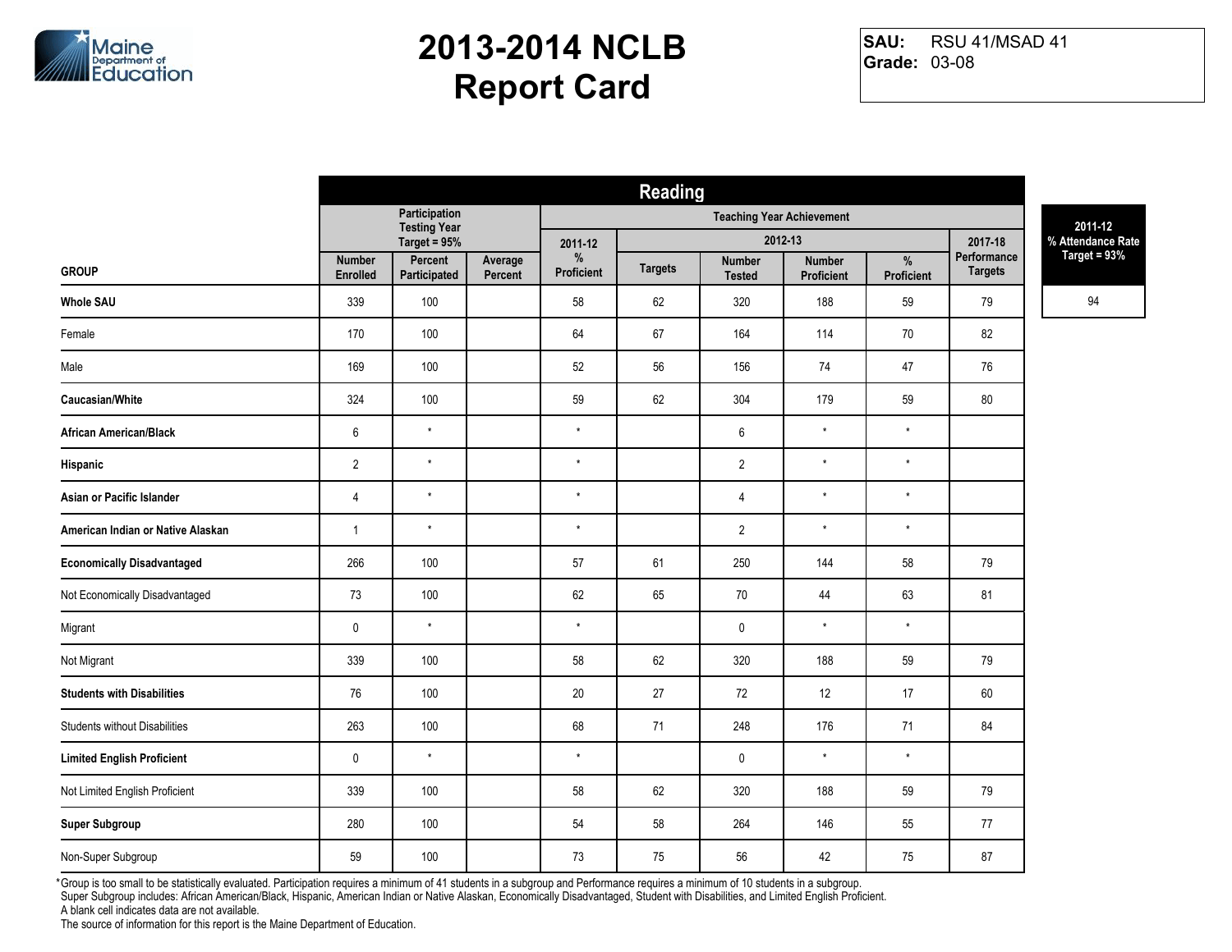# 2013-2014 NCLB Report Card

**SAU:** RSU 41/MSAD 41
**Grade:** 03-08

| | Reading | | | | | | | | |
|---|---|---|---|---|---|---|---|---|---|
| | Participation Testing Year Target = 95% | | | Teaching Year Achievement | | | | | |
| | | | | 2011-12 | 2012-13 | | | | 2017-18 |
| GROUP | Number Enrolled | Percent Participated | Average Percent | % Proficient | Targets | Number Tested | Number Proficient | % Proficient | Performance Targets |
| **Whole SAU** | 339 | 100 | | 58 | 62 | 320 | 188 | 59 | 79 |
| Female | 170 | 100 | | 64 | 67 | 164 | 114 | 70 | 82 |
| Male | 169 | 100 | | 52 | 56 | 156 | 74 | 47 | 76 |
| **Caucasian/White** | 324 | 100 | | 59 | 62 | 304 | 179 | 59 | 80 |
| **African American/Black** | 6 | * | | * | | 6 | * | * | |
| **Hispanic** | 2 | * | | * | | 2 | * | * | |
| **Asian or Pacific Islander** | 4 | * | | * | | 4 | * | * | |
| **American Indian or Native Alaskan** | 1 | * | | * | | 2 | * | * | |
| **Economically Disadvantaged** | 266 | 100 | | 57 | 61 | 250 | 144 | 58 | 79 |
| Not Economically Disadvantaged | 73 | 100 | | 62 | 65 | 70 | 44 | 63 | 81 |
| Migrant | 0 | * | | * | | 0 | * | * | |
| Not Migrant | 339 | 100 | | 58 | 62 | 320 | 188 | 59 | 79 |
| **Students with Disabilities** | 76 | 100 | | 20 | 27 | 72 | 12 | 17 | 60 |
| Students without Disabilities | 263 | 100 | | 68 | 71 | 248 | 176 | 71 | 84 |
| **Limited English Proficient** | 0 | * | | * | | 0 | * | * | |
| Not Limited English Proficient | 339 | 100 | | 58 | 62 | 320 | 188 | 59 | 79 |
| **Super Subgroup** | 280 | 100 | | 54 | 58 | 264 | 146 | 55 | 77 |
| Non-Super Subgroup | 59 | 100 | | 73 | 75 | 56 | 42 | 75 | 87 |

| 2011-12 % Attendance Rate Target = 93% |
|---|
| 94 |

*Group is too small to be statistically evaluated. Participation requires a minimum of 41 students in a subgroup and Performance requires a minimum of 10 students in a subgroup.
Super Subgroup includes: African American/Black, Hispanic, American Indian or Native Alaskan, Economically Disadvantaged, Student with Disabilities, and Limited English Proficient.
A blank cell indicates data are not available.
The source of information for this report is the Maine Department of Education.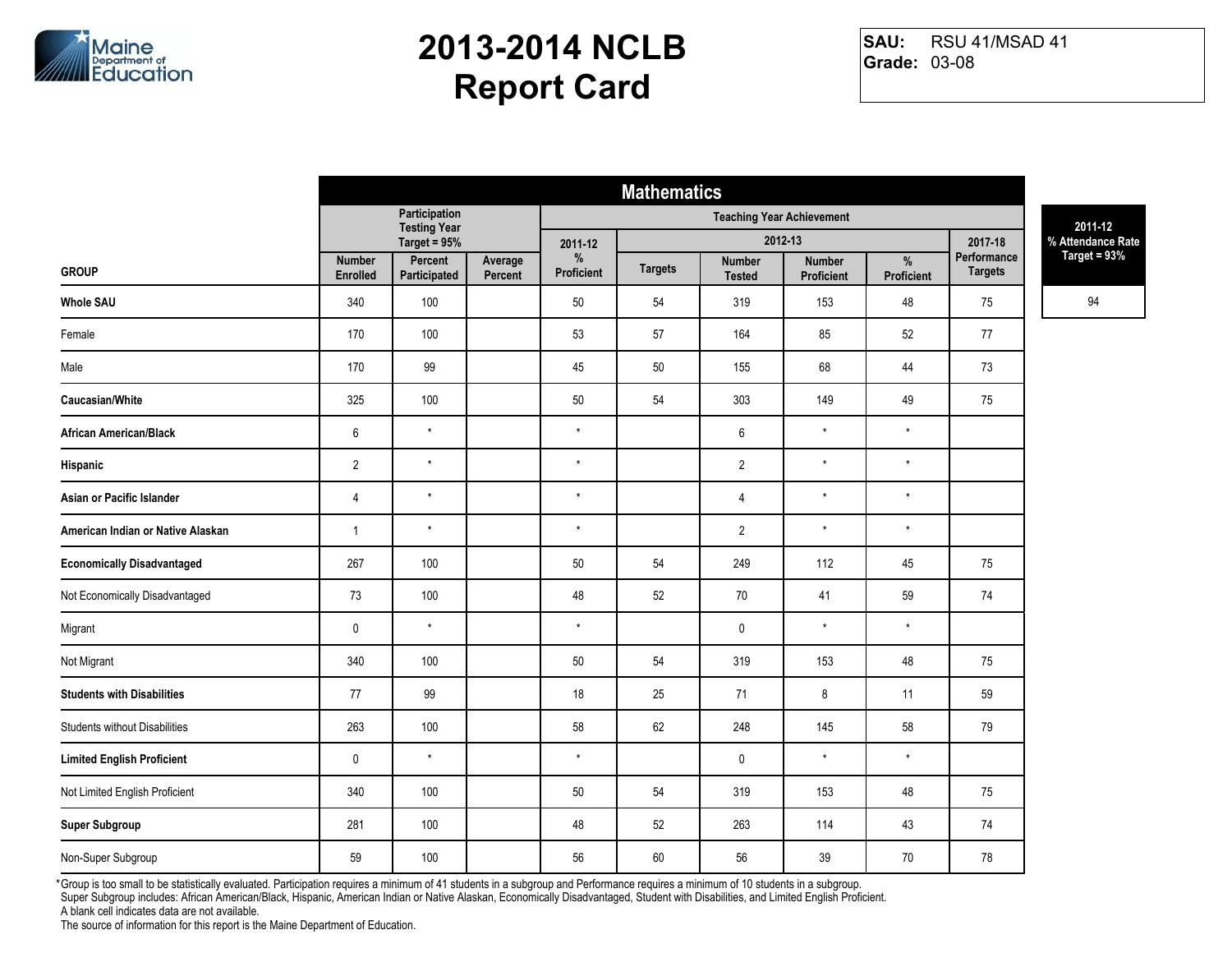# 2013-2014 NCLB Report Card

**SAU:** RSU 41/MSAD 41
**Grade:** 03-08

| GROUP | Mathematics | | | | | | | | | |
|---|---|---|---|---|---|---|---|---|---|---|
| | Participation Testing Year Target = 95% | | | Teaching Year Achievement | | | | | | |
| | | | | 2011-12 | 2012-13 | | | | 2017-18 | |
| | Number Enrolled | Percent Participated | Average Percent | % Proficient | Targets | Number Tested | Number Proficient | % Proficient | Performance Targets | 2011-12 % Attendance Rate Target = 93% |
| **Whole SAU** | 340 | 100 | | 50 | 54 | 319 | 153 | 48 | 75 | 94 |
| Female | 170 | 100 | | 53 | 57 | 164 | 85 | 52 | 77 | |
| Male | 170 | 99 | | 45 | 50 | 155 | 68 | 44 | 73 | |
| **Caucasian/White** | 325 | 100 | | 50 | 54 | 303 | 149 | 49 | 75 | |
| **African American/Black** | 6 | * | | * | | 6 | * | * | | |
| **Hispanic** | 2 | * | | * | | 2 | * | * | | |
| **Asian or Pacific Islander** | 4 | * | | * | | 4 | * | * | | |
| **American Indian or Native Alaskan** | 1 | * | | * | | 2 | * | * | | |
| **Economically Disadvantaged** | 267 | 100 | | 50 | 54 | 249 | 112 | 45 | 75 | |
| Not Economically Disadvantaged | 73 | 100 | | 48 | 52 | 70 | 41 | 59 | 74 | |
| Migrant | 0 | * | | * | | 0 | * | * | | |
| Not Migrant | 340 | 100 | | 50 | 54 | 319 | 153 | 48 | 75 | |
| **Students with Disabilities** | 77 | 99 | | 18 | 25 | 71 | 8 | 11 | 59 | |
| Students without Disabilities | 263 | 100 | | 58 | 62 | 248 | 145 | 58 | 79 | |
| **Limited English Proficient** | 0 | * | | * | | 0 | * | * | | |
| Not Limited English Proficient | 340 | 100 | | 50 | 54 | 319 | 153 | 48 | 75 | |
| **Super Subgroup** | 281 | 100 | | 48 | 52 | 263 | 114 | 43 | 74 | |
| Non-Super Subgroup | 59 | 100 | | 56 | 60 | 56 | 39 | 70 | 78 | |

*Group is too small to be statistically evaluated. Participation requires a minimum of 41 students in a subgroup and Performance requires a minimum of 10 students in a subgroup.
Super Subgroup includes: African American/Black, Hispanic, American Indian or Native Alaskan, Economically Disadvantaged, Student with Disabilities, and Limited English Proficient.
A blank cell indicates data are not available.
The source of information for this report is the Maine Department of Education.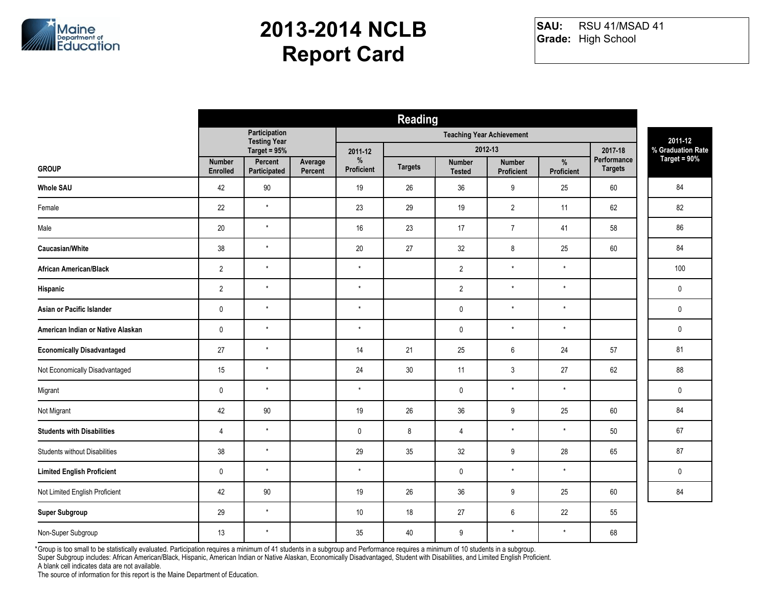# 2013-2014 NCLB Report Card

**SAU:** RSU 41/MSAD 41
**Grade:** High School

| GROUP | Reading | | | | | | | | | 2011-12 % Graduation Rate Target = 90% |
|---|---|---|---|---|---|---|---|---|---|---|
| | Participation Testing Year Target = 95% | | | Teaching Year Achievement | | | | | | |
| | | | | 2011-12 | 2012-13 | | | | 2017-18 | |
| | Number Enrolled | Percent Participated | Average Percent | % Proficient | Targets | Number Tested | Number Proficient | % Proficient | Performance Targets | |
| **Whole SAU** | 42 | 90 | | 19 | 26 | 36 | 9 | 25 | 60 | 84 |
| Female | 22 | * | | 23 | 29 | 19 | 2 | 11 | 62 | 82 |
| Male | 20 | * | | 16 | 23 | 17 | 7 | 41 | 58 | 86 |
| **Caucasian/White** | 38 | * | | 20 | 27 | 32 | 8 | 25 | 60 | 84 |
| **African American/Black** | 2 | * | | * | | 2 | * | * | | 100 |
| **Hispanic** | 2 | * | | * | | 2 | * | * | | 0 |
| **Asian or Pacific Islander** | 0 | * | | * | | 0 | * | * | | 0 |
| **American Indian or Native Alaskan** | 0 | * | | * | | 0 | * | * | | 0 |
| **Economically Disadvantaged** | 27 | * | | 14 | 21 | 25 | 6 | 24 | 57 | 81 |
| Not Economically Disadvantaged | 15 | * | | 24 | 30 | 11 | 3 | 27 | 62 | 88 |
| Migrant | 0 | * | | * | | 0 | * | * | | 0 |
| Not Migrant | 42 | 90 | | 19 | 26 | 36 | 9 | 25 | 60 | 84 |
| **Students with Disabilities** | 4 | * | | 0 | 8 | 4 | * | * | 50 | 67 |
| Students without Disabilities | 38 | * | | 29 | 35 | 32 | 9 | 28 | 65 | 87 |
| **Limited English Proficient** | 0 | * | | * | | 0 | * | * | | 0 |
| Not Limited English Proficient | 42 | 90 | | 19 | 26 | 36 | 9 | 25 | 60 | 84 |
| **Super Subgroup** | 29 | * | | 10 | 18 | 27 | 6 | 22 | 55 | |
| Non-Super Subgroup | 13 | * | | 35 | 40 | 9 | * | * | 68 | |

*Group is too small to be statistically evaluated. Participation requires a minimum of 41 students in a subgroup and Performance requires a minimum of 10 students in a subgroup.
Super Subgroup includes: African American/Black, Hispanic, American Indian or Native Alaskan, Economically Disadvantaged, Student with Disabilities, and Limited English Proficient.
A blank cell indicates data are not available.
The source of information for this report is the Maine Department of Education.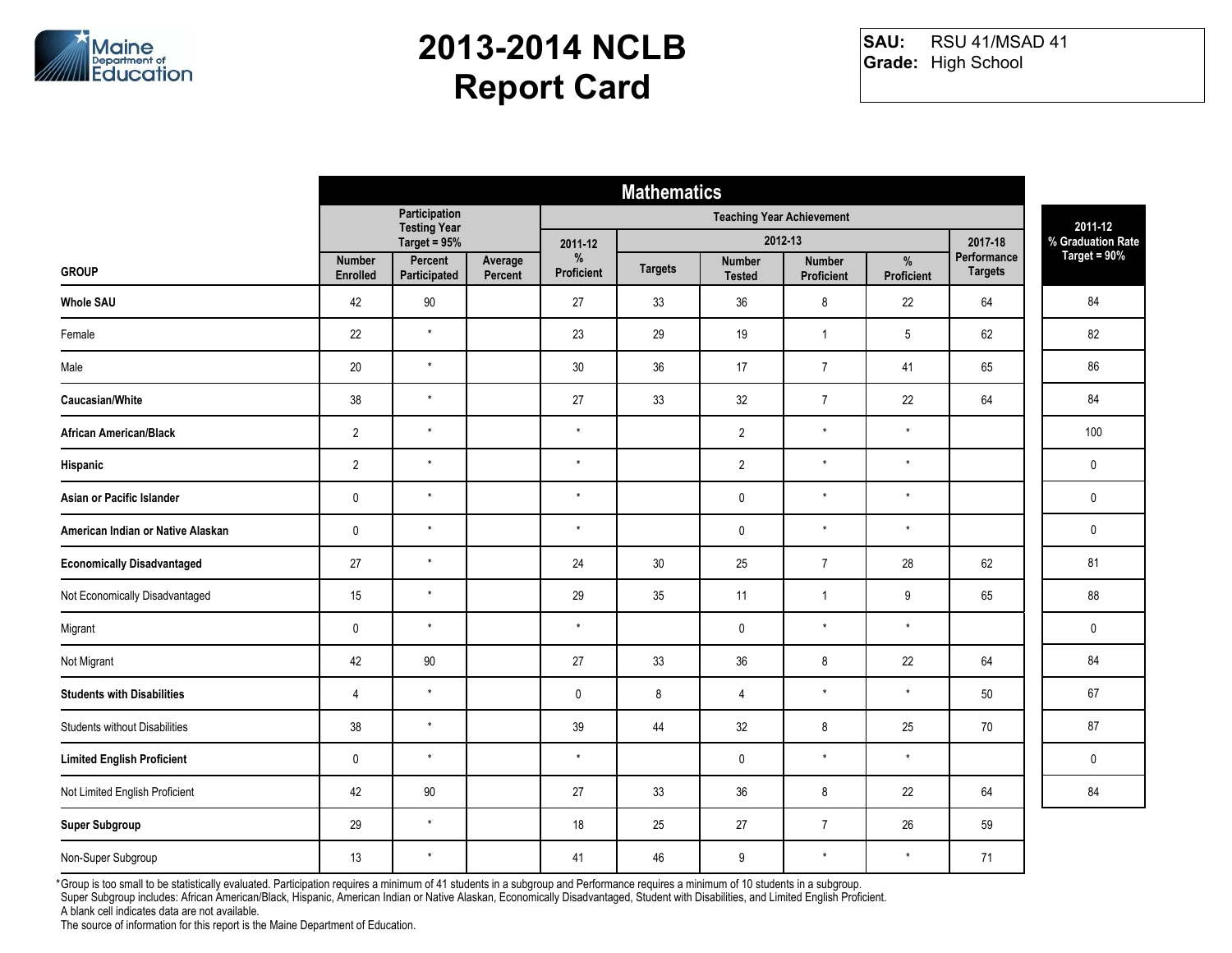# 2013-2014 NCLB Report Card

**SAU:** RSU 41/MSAD 41
**Grade:** High School

| GROUP | Mathematics | | | | | | | | | 2011-12 % Graduation Rate Target = 90% |
|---|---|---|---|---|---|---|---|---|---|---|
| | Participation Testing Year Target = 95% | | | Teaching Year Achievement | | | | | | |
| | | | | 2011-12 % Proficient | 2012-13 | | | | 2017-18 Performance Targets | |
| | Number Enrolled | Percent Participated | Average Percent | | Targets | Number Tested | Number Proficient | % Proficient | | |
| **Whole SAU** | 42 | 90 | | 27 | 33 | 36 | 8 | 22 | 64 | 84 |
| Female | 22 | * | | 23 | 29 | 19 | 1 | 5 | 62 | 82 |
| Male | 20 | * | | 30 | 36 | 17 | 7 | 41 | 65 | 86 |
| **Caucasian/White** | 38 | * | | 27 | 33 | 32 | 7 | 22 | 64 | 84 |
| **African American/Black** | 2 | * | | * | | 2 | * | * | | 100 |
| **Hispanic** | 2 | * | | * | | 2 | * | * | | 0 |
| **Asian or Pacific Islander** | 0 | * | | * | | 0 | * | * | | 0 |
| **American Indian or Native Alaskan** | 0 | * | | * | | 0 | * | * | | 0 |
| **Economically Disadvantaged** | 27 | * | | 24 | 30 | 25 | 7 | 28 | 62 | 81 |
| Not Economically Disadvantaged | 15 | * | | 29 | 35 | 11 | 1 | 9 | 65 | 88 |
| Migrant | 0 | * | | * | | 0 | * | * | | 0 |
| Not Migrant | 42 | 90 | | 27 | 33 | 36 | 8 | 22 | 64 | 84 |
| **Students with Disabilities** | 4 | * | | 0 | 8 | 4 | * | * | 50 | 67 |
| Students without Disabilities | 38 | * | | 39 | 44 | 32 | 8 | 25 | 70 | 87 |
| **Limited English Proficient** | 0 | * | | * | | 0 | * | * | | 0 |
| Not Limited English Proficient | 42 | 90 | | 27 | 33 | 36 | 8 | 22 | 64 | 84 |
| **Super Subgroup** | 29 | * | | 18 | 25 | 27 | 7 | 26 | 59 | |
| Non-Super Subgroup | 13 | * | | 41 | 46 | 9 | * | * | 71 | |

*Group is too small to be statistically evaluated. Participation requires a minimum of 41 students in a subgroup and Performance requires a minimum of 10 students in a subgroup.
Super Subgroup includes: African American/Black, Hispanic, American Indian or Native Alaskan, Economically Disadvantaged, Student with Disabilities, and Limited English Proficient.
A blank cell indicates data are not available.
The source of information for this report is the Maine Department of Education.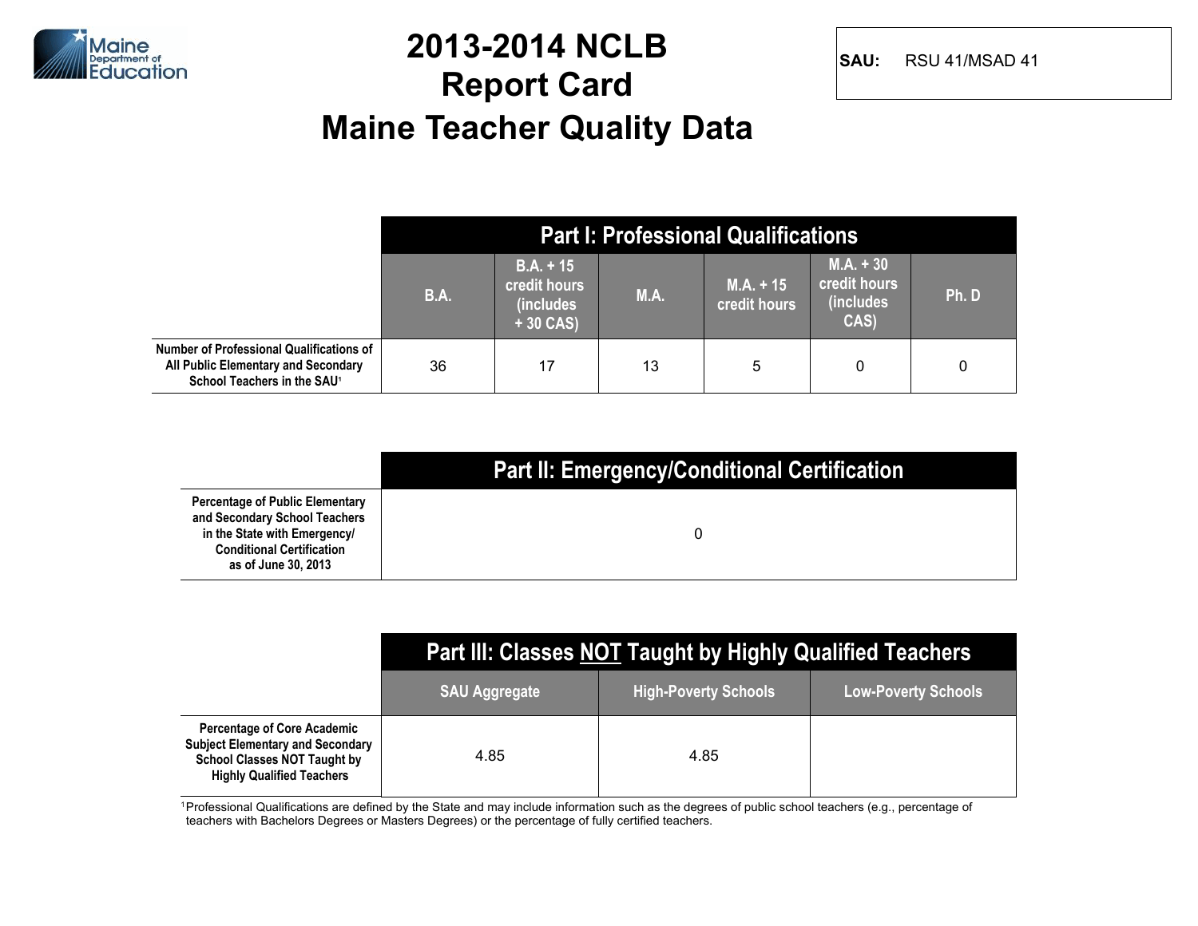# 2013-2014 NCLB Report Card

# Maine Teacher Quality Data

**SAU:** RSU 41/MSAD 41

| | Part I: Professional Qualifications | | | | | |
|---|---|---|---|---|---|---|
| | B.A. | B.A. + 15 credit hours (includes + 30 CAS) | M.A. | M.A. + 15 credit hours | M.A. + 30 credit hours (includes CAS) | Ph. D |
| Number of Professional Qualifications of All Public Elementary and Secondary School Teachers in the SAU[1] | 36 | 17 | 13 | 5 | 0 | 0 |

| | Part II: Emergency/Conditional Certification |
|---|---|
| Percentage of Public Elementary and Secondary School Teachers in the State with Emergency/ Conditional Certification as of June 30, 2013 | 0 |

| | Part III: Classes NOT Taught by Highly Qualified Teachers | | |
|---|---|---|---|
| | SAU Aggregate | High-Poverty Schools | Low-Poverty Schools |
| Percentage of Core Academic Subject Elementary and Secondary School Classes NOT Taught by Highly Qualified Teachers | 4.85 | 4.85 | |

[1] Professional Qualifications are defined by the State and may include information such as the degrees of public school teachers (e.g., percentage of teachers with Bachelors Degrees or Masters Degrees) or the percentage of fully certified teachers.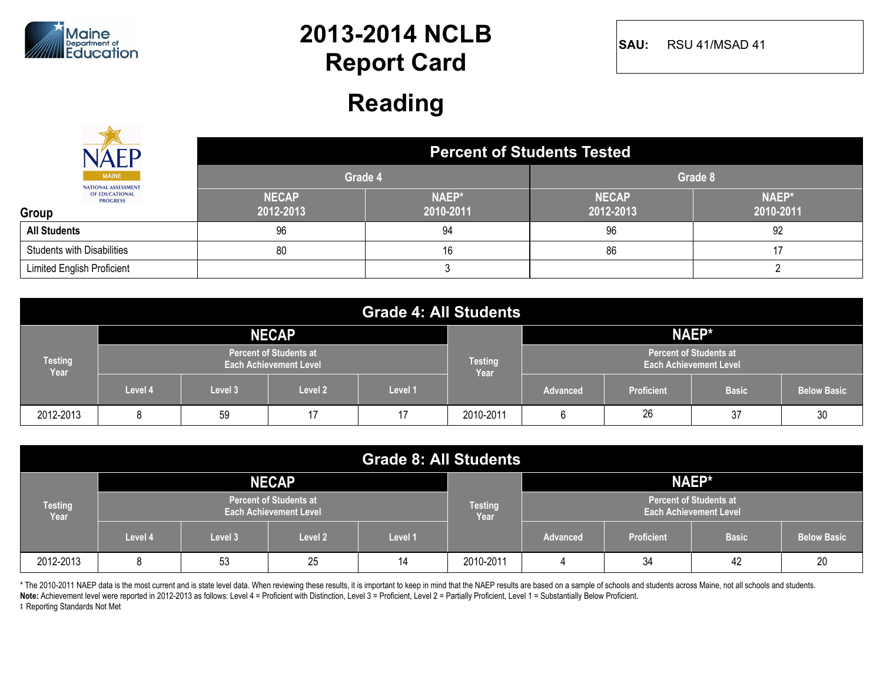Maine Department of Education

# 2013-2014 NCLB Report Card

**SAU:** RSU 41/MSAD 41

## Reading

NAEP MAINE NATIONAL ASSESSMENT OF EDUCATIONAL PROGRESS

| Group | Percent of Students Tested | | | |
|---|---|---|---|---|
| | Grade 4 | | Grade 8 | |
| | NECAP 2012-2013 | NAEP* 2010-2011 | NECAP 2012-2013 | NAEP* 2010-2011 |
| **All Students** | 96 | 94 | 96 | 92 |
| Students with Disabilities | 80 | 16 | 86 | 17 |
| Limited English Proficient | | 3 | | 2 |

| Grade 4: All Students | | | | | | | | | |
|---|---|---|---|---|---|---|---|---|---|
| Testing Year | NECAP | | | | Testing Year | NAEP* | | | |
| | Percent of Students at Each Achievement Level | | | | | Percent of Students at Each Achievement Level | | | |
| | Level 4 | Level 3 | Level 2 | Level 1 | | Advanced | Proficient | Basic | Below Basic |
| 2012-2013 | 8 | 59 | 17 | 17 | 2010-2011 | 6 | 26 | 37 | 30 |

| Grade 8: All Students | | | | | | | | | |
|---|---|---|---|---|---|---|---|---|---|
| Testing Year | NECAP | | | | Testing Year | NAEP* | | | |
| | Percent of Students at Each Achievement Level | | | | | Percent of Students at Each Achievement Level | | | |
| | Level 4 | Level 3 | Level 2 | Level 1 | | Advanced | Proficient | Basic | Below Basic |
| 2012-2013 | 8 | 53 | 25 | 14 | 2010-2011 | 4 | 34 | 42 | 20 |

* The 2010-2011 NAEP data is the most current and is state level data. When reviewing these results, it is important to keep in mind that the NAEP results are based on a sample of schools and students across Maine, not all schools and students.

**Note:** Achievement level were reported in 2012-2013 as follows: Level 4 = Proficient with Distinction, Level 3 = Proficient, Level 2 = Partially Proficient, Level 1 = Substantially Below Proficient.

‡ Reporting Standards Not Met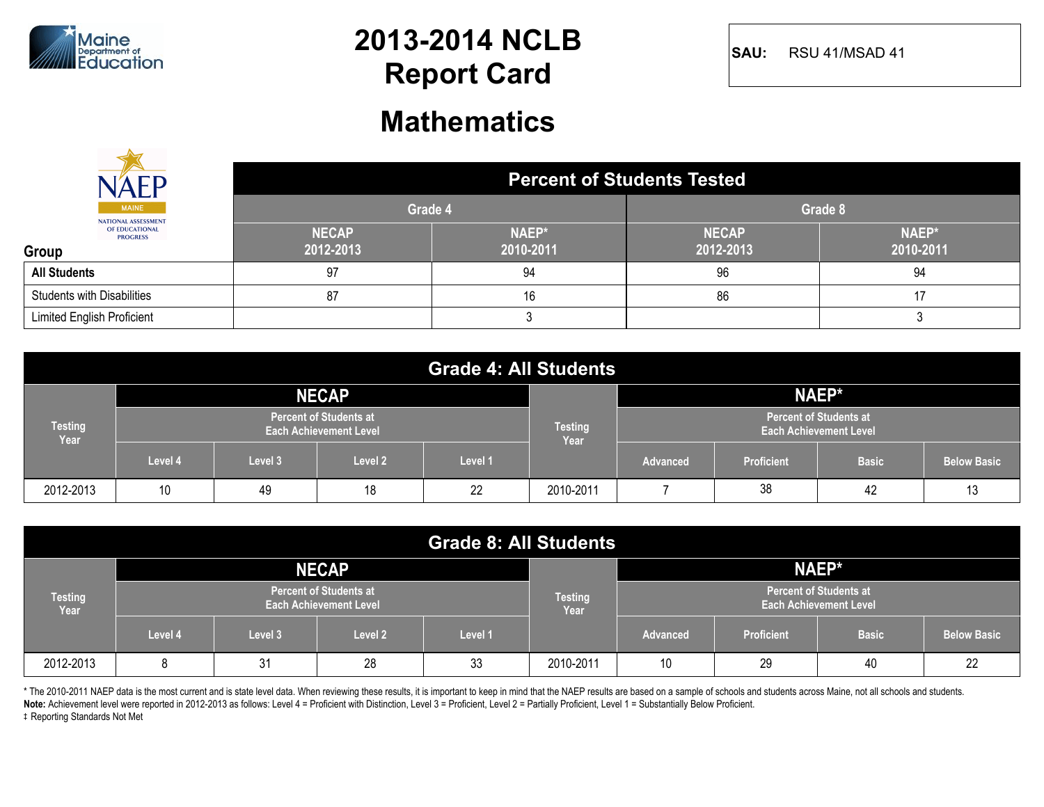# 2013-2014 NCLB Report Card

**SAU:** RSU 41/MSAD 41

## Mathematics

| Group | Percent of Students Tested | | | |
|---|---|---|---|---|
| | Grade 4 | | Grade 8 | |
| | NECAP 2012-2013 | NAEP* 2010-2011 | NECAP 2012-2013 | NAEP* 2010-2011 |
| **All Students** | 97 | 94 | 96 | 94 |
| Students with Disabilities | 87 | 16 | 86 | 17 |
| Limited English Proficient | | 3 | | 3 |

### Grade 4: All Students

| Testing Year | NECAP Percent of Students at Each Achievement Level | | | | Testing Year | NAEP* Percent of Students at Each Achievement Level | | | |
|---|---|---|---|---|---|---|---|---|---|
| | Level 4 | Level 3 | Level 2 | Level 1 | | Advanced | Proficient | Basic | Below Basic |
| 2012-2013 | 10 | 49 | 18 | 22 | 2010-2011 | 7 | 38 | 42 | 13 |

### Grade 8: All Students

| Testing Year | NECAP Percent of Students at Each Achievement Level | | | | Testing Year | NAEP* Percent of Students at Each Achievement Level | | | |
|---|---|---|---|---|---|---|---|---|---|
| | Level 4 | Level 3 | Level 2 | Level 1 | | Advanced | Proficient | Basic | Below Basic |
| 2012-2013 | 8 | 31 | 28 | 33 | 2010-2011 | 10 | 29 | 40 | 22 |

* The 2010-2011 NAEP data is the most current and is state level data. When reviewing these results, it is important to keep in mind that the NAEP results are based on a sample of schools and students across Maine, not all schools and students.

**Note:** Achievement level were reported in 2012-2013 as follows: Level 4 = Proficient with Distinction, Level 3 = Proficient, Level 2 = Partially Proficient, Level 1 = Substantially Below Proficient.

‡ Reporting Standards Not Met